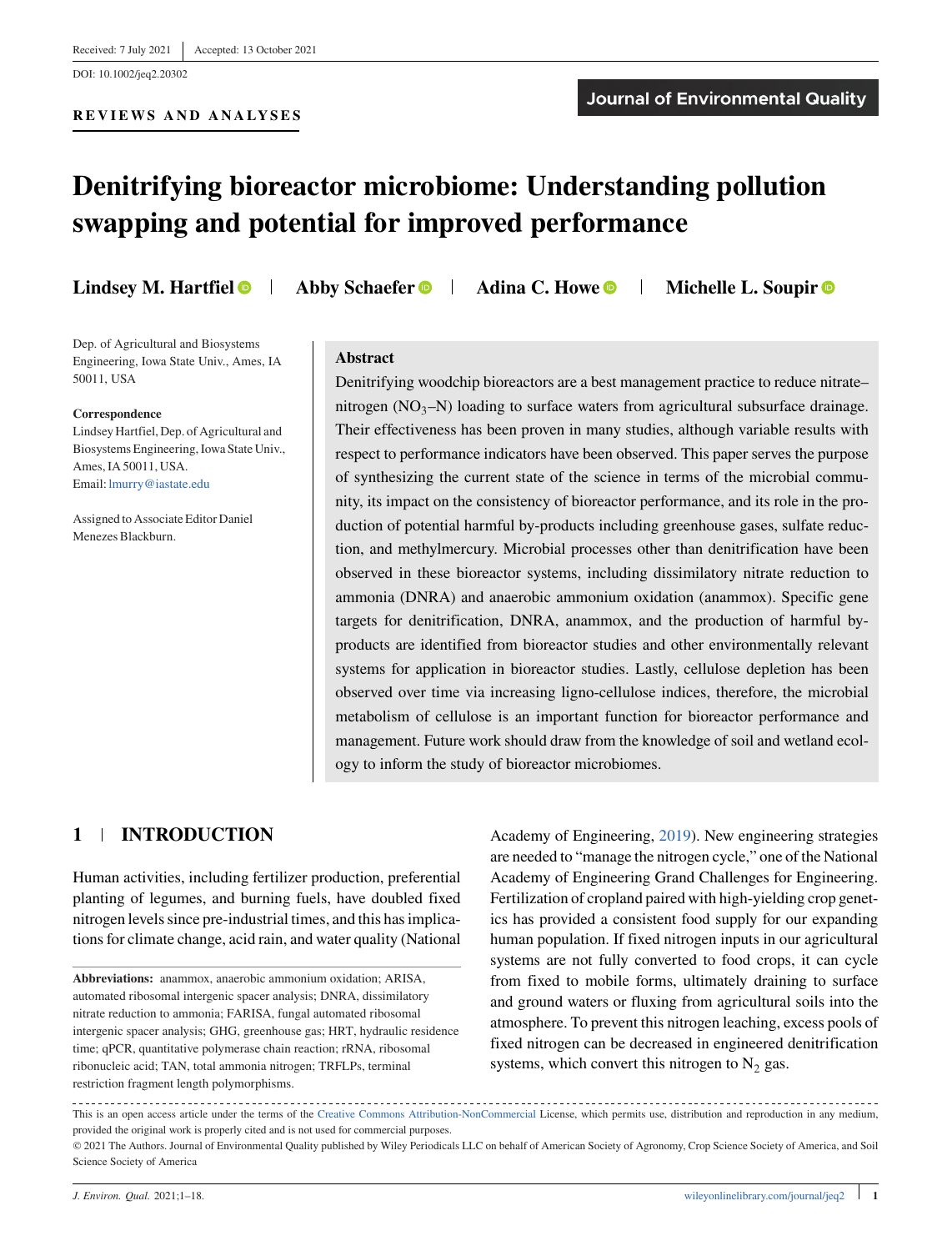Received: 7 July 2021 | Accepted: 13 October 2021

DOI: 10.1002/jeq2.20302

**REVIEWS AND ANALYSES**

Journal of Environmental Quality

# Denitrifying bioreactor microbiome: Understanding pollution swapping and potential for improved performance

**Lindsey M. Hartfiel** | **Abby Schaefer** | **Adina C. Howe** | **Michelle L. Soupir**

Dep. of Agricultural and Biosystems Engineering, Iowa State Univ., Ames, IA 50011, USA

**Correspondence**
Lindsey Hartfiel, Dep. of Agricultural and Biosystems Engineering, Iowa State Univ., Ames, IA 50011, USA.
Email: lmurry@iastate.edu

Assigned to Associate Editor Daniel Menezes Blackburn.

## Abstract

Denitrifying woodchip bioreactors are a best management practice to reduce nitrate–nitrogen ($NO_3$–N) loading to surface waters from agricultural subsurface drainage. Their effectiveness has been proven in many studies, although variable results with respect to performance indicators have been observed. This paper serves the purpose of synthesizing the current state of the science in terms of the microbial community, its impact on the consistency of bioreactor performance, and its role in the production of potential harmful by-products including greenhouse gases, sulfate reduction, and methylmercury. Microbial processes other than denitrification have been observed in these bioreactor systems, including dissimilatory nitrate reduction to ammonia (DNRA) and anaerobic ammonium oxidation (anammox). Specific gene targets for denitrification, DNRA, anammox, and the production of harmful by-products are identified from bioreactor studies and other environmentally relevant systems for application in bioreactor studies. Lastly, cellulose depletion has been observed over time via increasing ligno-cellulose indices, therefore, the microbial metabolism of cellulose is an important function for bioreactor performance and management. Future work should draw from the knowledge of soil and wetland ecology to inform the study of bioreactor microbiomes.

## 1 | INTRODUCTION

Human activities, including fertilizer production, preferential planting of legumes, and burning fuels, have doubled fixed nitrogen levels since pre-industrial times, and this has implications for climate change, acid rain, and water quality (National Academy of Engineering, 2019). New engineering strategies are needed to "manage the nitrogen cycle," one of the National Academy of Engineering Grand Challenges for Engineering. Fertilization of cropland paired with high-yielding crop genetics has provided a consistent food supply for our expanding human population. If fixed nitrogen inputs in our agricultural systems are not fully converted to food crops, it can cycle from fixed to mobile forms, ultimately draining to surface and ground waters or fluxing from agricultural soils into the atmosphere. To prevent this nitrogen leaching, excess pools of fixed nitrogen can be decreased in engineered denitrification systems, which convert this nitrogen to $N_2$ gas.

**Abbreviations:** anammox, anaerobic ammonium oxidation; ARISA, automated ribosomal intergenic spacer analysis; DNRA, dissimilatory nitrate reduction to ammonia; FARISA, fungal automated ribosomal intergenic spacer analysis; GHG, greenhouse gas; HRT, hydraulic residence time; qPCR, quantitative polymerase chain reaction; rRNA, ribosomal ribonucleic acid; TAN, total ammonia nitrogen; TRFLPs, terminal restriction fragment length polymorphisms.

This is an open access article under the terms of the Creative Commons Attribution-NonCommercial License, which permits use, distribution and reproduction in any medium, provided the original work is properly cited and is not used for commercial purposes.
© 2021 The Authors. Journal of Environmental Quality published by Wiley Periodicals LLC on behalf of American Society of Agronomy, Crop Science Society of America, and Soil Science Society of America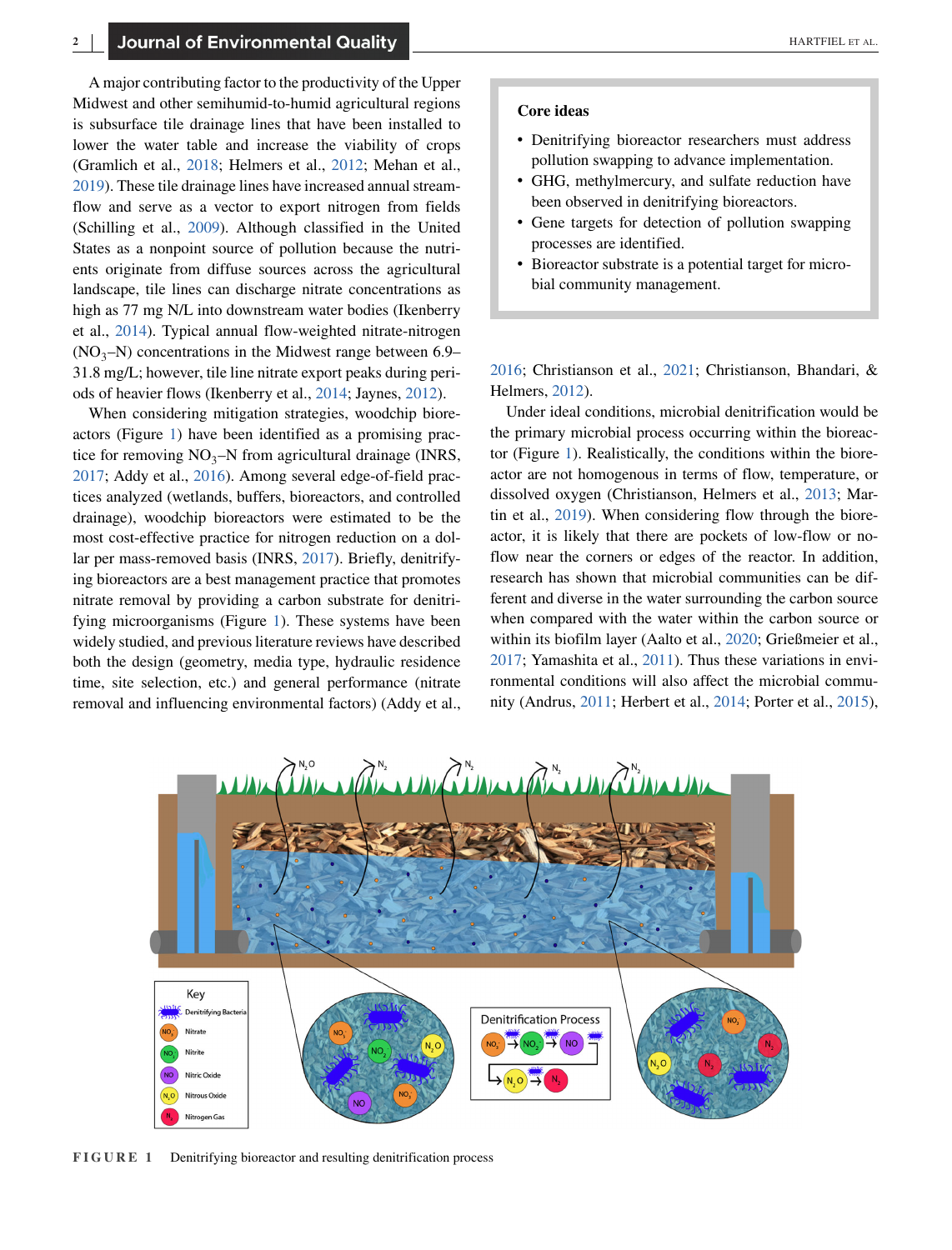A major contributing factor to the productivity of the Upper Midwest and other semihumid-to-humid agricultural regions is subsurface tile drainage lines that have been installed to lower the water table and increase the viability of crops (Gramlich et al., 2018; Helmers et al., 2012; Mehan et al., 2019). These tile drainage lines have increased annual streamflow and serve as a vector to export nitrogen from fields (Schilling et al., 2009). Although classified in the United States as a nonpoint source of pollution because the nutrients originate from diffuse sources across the agricultural landscape, tile lines can discharge nitrate concentrations as high as 77 mg N/L into downstream water bodies (Ikenberry et al., 2014). Typical annual flow-weighted nitrate-nitrogen ($NO_3$–N) concentrations in the Midwest range between 6.9–31.8 mg/L; however, tile line nitrate export peaks during periods of heavier flows (Ikenberry et al., 2014; Jaynes, 2012).

When considering mitigation strategies, woodchip bioreactors (Figure 1) have been identified as a promising practice for removing $NO_3$–N from agricultural drainage (INRS, 2017; Addy et al., 2016). Among several edge-of-field practices analyzed (wetlands, buffers, bioreactors, and controlled drainage), woodchip bioreactors were estimated to be the most cost-effective practice for nitrogen reduction on a dollar per mass-removed basis (INRS, 2017). Briefly, denitrifying bioreactors are a best management practice that promotes nitrate removal by providing a carbon substrate for denitrifying microorganisms (Figure 1). These systems have been widely studied, and previous literature reviews have described both the design (geometry, media type, hydraulic residence time, site selection, etc.) and general performance (nitrate removal and influencing environmental factors) (Addy et al., 2016; Christianson et al., 2021; Christianson, Bhandari, & Helmers, 2012).

> **Core ideas**
>
> - Denitrifying bioreactor researchers must address pollution swapping to advance implementation.
> - GHG, methylmercury, and sulfate reduction have been observed in denitrifying bioreactors.
> - Gene targets for detection of pollution swapping processes are identified.
> - Bioreactor substrate is a potential target for microbial community management.

Under ideal conditions, microbial denitrification would be the primary microbial process occurring within the bioreactor (Figure 1). Realistically, the conditions within the bioreactor are not homogenous in terms of flow, temperature, or dissolved oxygen (Christianson, Helmers et al., 2013; Martin et al., 2019). When considering flow through the bioreactor, it is likely that there are pockets of low-flow or no-flow near the corners or edges of the reactor. In addition, research has shown that microbial communities can be different and diverse in the water surrounding the carbon source when compared with the water within the carbon source or within its biofilm layer (Aalto et al., 2020; Grießmeier et al., 2017; Yamashita et al., 2011). Thus these variations in environmental conditions will also affect the microbial community (Andrus, 2011; Herbert et al., 2014; Porter et al., 2015),

**FIGURE 1** Denitrifying bioreactor and resulting denitrification process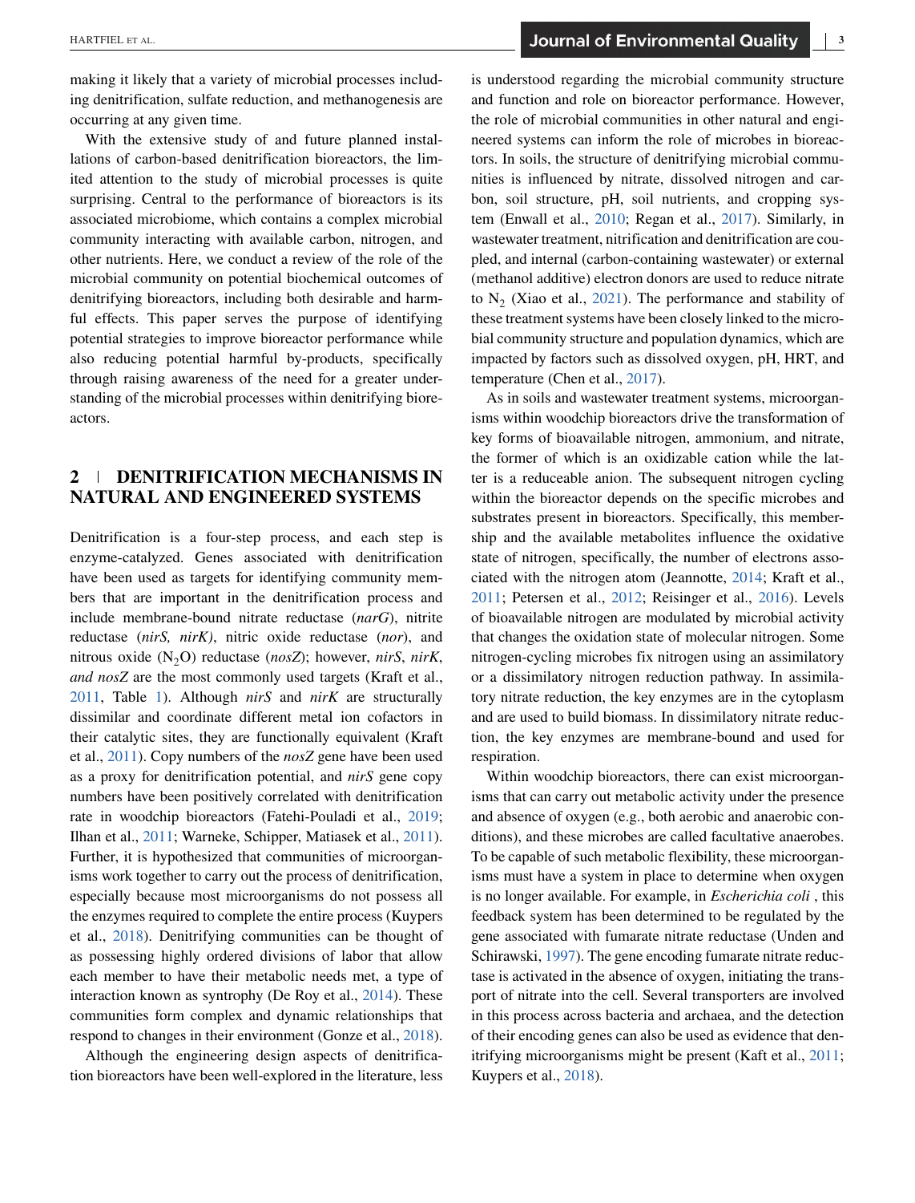making it likely that a variety of microbial processes including denitrification, sulfate reduction, and methanogenesis are occurring at any given time.

With the extensive study of and future planned installations of carbon-based denitrification bioreactors, the limited attention to the study of microbial processes is quite surprising. Central to the performance of bioreactors is its associated microbiome, which contains a complex microbial community interacting with available carbon, nitrogen, and other nutrients. Here, we conduct a review of the role of the microbial community on potential biochemical outcomes of denitrifying bioreactors, including both desirable and harmful effects. This paper serves the purpose of identifying potential strategies to improve bioreactor performance while also reducing potential harmful by-products, specifically through raising awareness of the need for a greater understanding of the microbial processes within denitrifying bioreactors.

## 2 | DENITRIFICATION MECHANISMS IN NATURAL AND ENGINEERED SYSTEMS

Denitrification is a four-step process, and each step is enzyme-catalyzed. Genes associated with denitrification have been used as targets for identifying community members that are important in the denitrification process and include membrane-bound nitrate reductase (*narG*), nitrite reductase (*nirS, nirK)*, nitric oxide reductase (*nor*), and nitrous oxide ($N_2O$) reductase (*nosZ*); however, *nirS*, *nirK*, *and nosZ* are the most commonly used targets (Kraft et al., 2011, Table 1). Although *nirS* and *nirK* are structurally dissimilar and coordinate different metal ion cofactors in their catalytic sites, they are functionally equivalent (Kraft et al., 2011). Copy numbers of the *nosZ* gene have been used as a proxy for denitrification potential, and *nirS* gene copy numbers have been positively correlated with denitrification rate in woodchip bioreactors (Fatehi-Pouladi et al., 2019; Ilhan et al., 2011; Warneke, Schipper, Matiasek et al., 2011). Further, it is hypothesized that communities of microorganisms work together to carry out the process of denitrification, especially because most microorganisms do not possess all the enzymes required to complete the entire process (Kuypers et al., 2018). Denitrifying communities can be thought of as possessing highly ordered divisions of labor that allow each member to have their metabolic needs met, a type of interaction known as syntrophy (De Roy et al., 2014). These communities form complex and dynamic relationships that respond to changes in their environment (Gonze et al., 2018).

Although the engineering design aspects of denitrification bioreactors have been well-explored in the literature, less is understood regarding the microbial community structure and function and role on bioreactor performance. However, the role of microbial communities in other natural and engineered systems can inform the role of microbes in bioreactors. In soils, the structure of denitrifying microbial communities is influenced by nitrate, dissolved nitrogen and carbon, soil structure, pH, soil nutrients, and cropping system (Enwall et al., 2010; Regan et al., 2017). Similarly, in wastewater treatment, nitrification and denitrification are coupled, and internal (carbon-containing wastewater) or external (methanol additive) electron donors are used to reduce nitrate to $N_2$ (Xiao et al., 2021). The performance and stability of these treatment systems have been closely linked to the microbial community structure and population dynamics, which are impacted by factors such as dissolved oxygen, pH, HRT, and temperature (Chen et al., 2017).

As in soils and wastewater treatment systems, microorganisms within woodchip bioreactors drive the transformation of key forms of bioavailable nitrogen, ammonium, and nitrate, the former of which is an oxidizable cation while the latter is a reduceable anion. The subsequent nitrogen cycling within the bioreactor depends on the specific microbes and substrates present in bioreactors. Specifically, this membership and the available metabolites influence the oxidative state of nitrogen, specifically, the number of electrons associated with the nitrogen atom (Jeannotte, 2014; Kraft et al., 2011; Petersen et al., 2012; Reisinger et al., 2016). Levels of bioavailable nitrogen are modulated by microbial activity that changes the oxidation state of molecular nitrogen. Some nitrogen-cycling microbes fix nitrogen using an assimilatory or a dissimilatory nitrogen reduction pathway. In assimilatory nitrate reduction, the key enzymes are in the cytoplasm and are used to build biomass. In dissimilatory nitrate reduction, the key enzymes are membrane-bound and used for respiration.

Within woodchip bioreactors, there can exist microorganisms that can carry out metabolic activity under the presence and absence of oxygen (e.g., both aerobic and anaerobic conditions), and these microbes are called facultative anaerobes. To be capable of such metabolic flexibility, these microorganisms must have a system in place to determine when oxygen is no longer available. For example, in *Escherichia coli* , this feedback system has been determined to be regulated by the gene associated with fumarate nitrate reductase (Unden and Schirawski, 1997). The gene encoding fumarate nitrate reductase is activated in the absence of oxygen, initiating the transport of nitrate into the cell. Several transporters are involved in this process across bacteria and archaea, and the detection of their encoding genes can also be used as evidence that denitrifying microorganisms might be present (Kaft et al., 2011; Kuypers et al., 2018).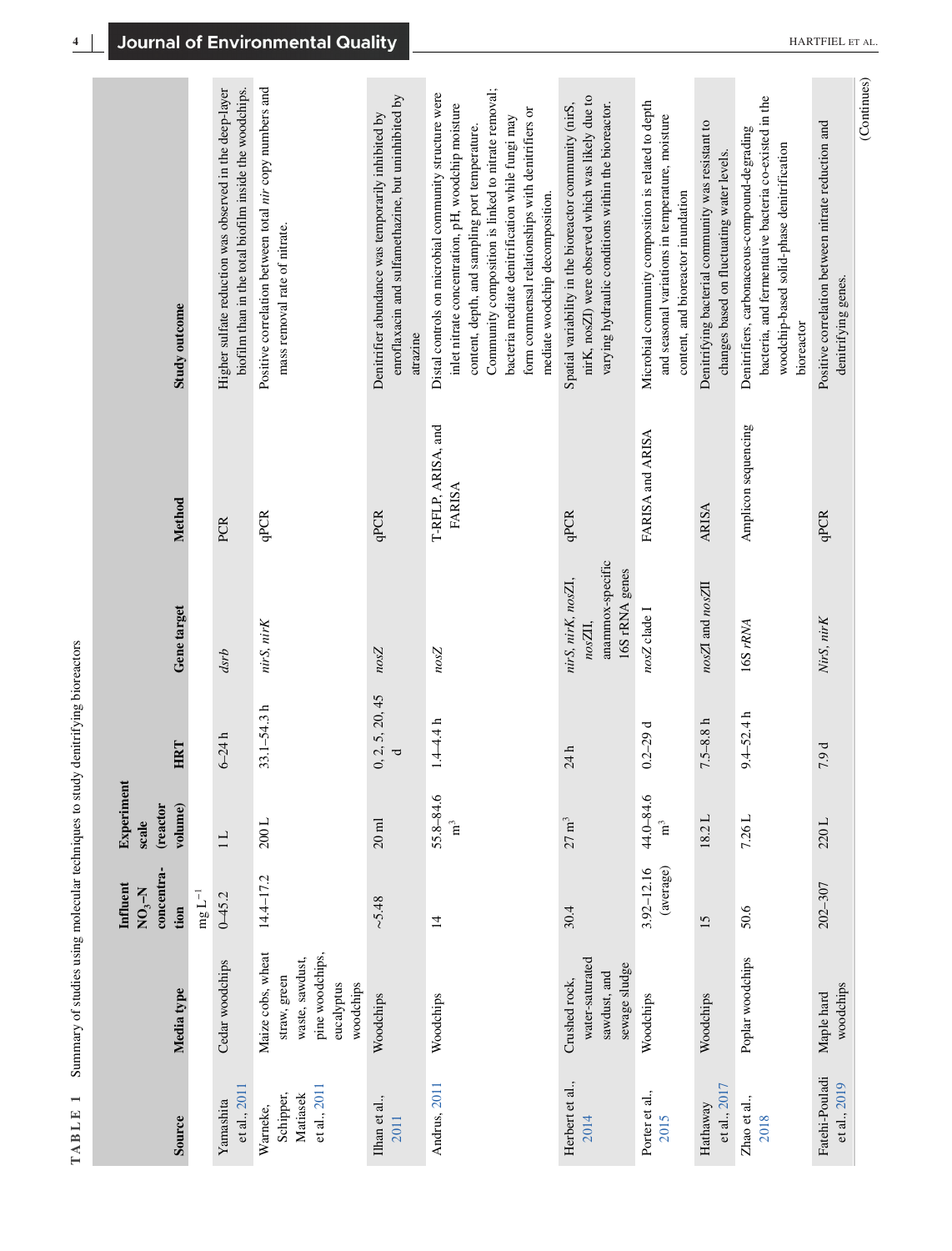**TABLE 1** Summary of studies using molecular techniques to study denitrifying bioreactors

| Source | Media type | Influent $NO_3$–N concentration | Experiment scale (reactor volume) | HRT | Gene target | Method | Study outcome |
|---|---|---|---|---|---|---|---|
| | | mg $L^{-1}$ | | | | | |
| Yamashita et al., 2011 | Cedar woodchips | 0–45.2 | 1 L | 6–24 h | *dsrb* | PCR | Higher sulfate reduction was observed in the deep-layer biofilm than in the total biofilm inside the woodchips. |
| Warneke, Schipper, Matiasek et al., 2011 | Maize cobs, wheat straw, green waste, sawdust, pine woodchips, eucalyptus woodchips | 14.4–17.2 | 200 L | 33.1–54.3 h | *nirS*, *nirK* | qPCR | Positive correlation between total *nir* copy numbers and mass removal rate of nitrate. |
| Ilhan et al., 2011 | Woodchips | ~5.48 | 20 ml | 0, 2, 5, 20, 45 d | *nosZ* | qPCR | Denitrifier abundance was temporarily inhibited by enroflaxacin and sulfamethazine, but uninhibited by atrazine |
| Andrus, 2011 | Woodchips | 14 | 55.8–84.6 $m^3$ | 1.4–4.4 h | *nosZ* | T-RFLP, ARISA, and FARISA | Distal controls on microbial community structure were inlet nitrate concentration, pH, woodchip moisture content, depth, and sampling port temperature. Community composition is linked to nitrate removal; bacteria mediate denitrification while fungi may form commensal relationships with denitrifiers or mediate woodchip decomposition. |
| Herbert et al., 2014 | Crushed rock, water-saturated sawdust, and sewage sludge | 30.4 | 27 $m^3$ | 24 h | *nirS*, *nirK*, *nosZI*, *nosZII*, anammox-specific 16S rRNA genes | qPCR | Spatial variability in the bioreactor community (nirS, nirK, nosZI) were observed which was likely due to varying hydraulic conditions within the bioreactor. |
| Porter et al., 2015 | Woodchips | 3.92–12.16 (average) | 44.0–84.6 $m^3$ | 0.2–29 d | *nosZ* clade I | FARISA and ARISA | Microbial community composition is related to depth and seasonal variations in temperature, moisture content, and bioreactor inundation |
| Hathaway et al., 2017 | Woodchips | 15 | 18.2 L | 7.5–8.8 h | *nosZI* and *nosZII* | ARISA | Denitrifying bacterial community was resistant to changes based on fluctuating water levels. |
| Zhao et al., 2018 | Poplar woodchips | 50.6 | 7.26 L | 9.4–52.4 h | 16S *rRNA* | Amplicon sequencing | Denitrifiers, carbonaceous-compound-degrading bacteria, and fermentative bacteria co-existed in the woodchip-based solid-phase denitrification bioreactor |
| Fatehi-Pouladi et al., 2019 | Maple hard woodchips | 202–307 | 220 L | 7.9 d | *NirS*, *nirK* | qPCR | Positive correlation between nitrate reduction and denitrifying genes. |

(Continues)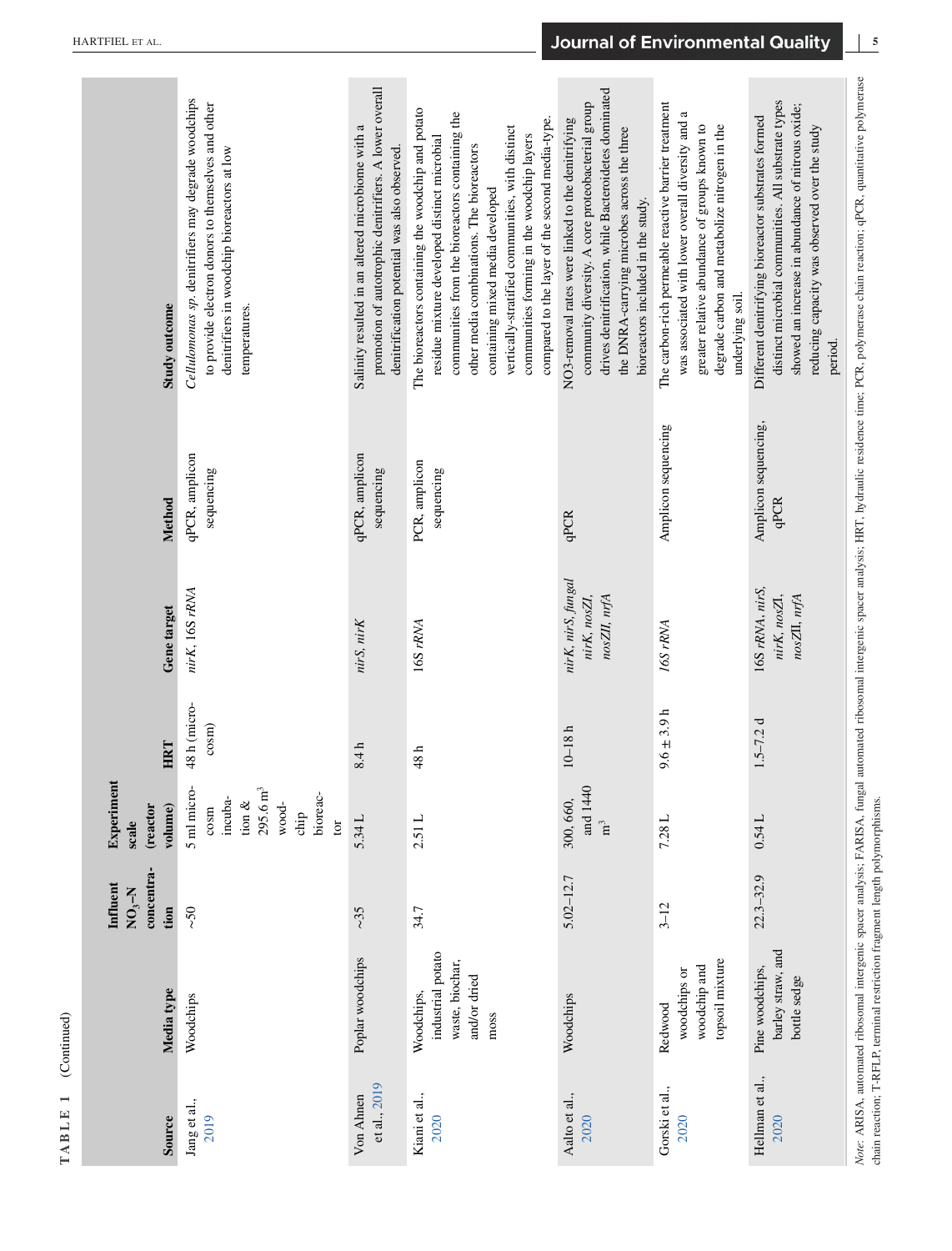**TABLE 1** (Continued)

| Source | Media type | Influent $NO_3$–N concentration | Experiment scale (reactor volume) | HRT | Gene target | Method | Study outcome |
|---|---|---|---|---|---|---|---|
| Jang et al., 2019 | Woodchips | ~50 | 5 ml microcosm incubation & 295.6 $m^3$ woodchip bioreactor | 48 h (microcosm) | *nirK*, 16S *rRNA* | qPCR, amplicon sequencing | *Cellulomonas sp.* denitrifiers may degrade woodchips to provide electron donors to themselves and other denitrifiers in woodchip bioreactors at low temperatures. |
| Von Ahnen et al., 2019 | Poplar woodchips | ~35 | 5.34 L | 8.4 h | *nirS*, *nirK* | qPCR, amplicon sequencing | Salinity resulted in an altered microbiome with a promotion of autotrophic denitrifiers. A lower overall denitrification potential was also observed. |
| Kiani et al., 2020 | Woodchips, industrial potato waste, biochar, and/or dried moss | 34.7 | 2.51 L | 48 h | 16S *rRNA* | PCR, amplicon sequencing | The bioreactors containing the woodchip and potato residue mixture developed distinct microbial communities from the bioreactors containing the other media combinations. The bioreactors containing mixed media developed vertically-stratified communities, with distinct communities forming in the woodchip layers compared to the layer of the second media-type. |
| Aalto et al., 2020 | Woodchips | 5.02–12.7 | 300, 660, and 1440 $m^3$ | 10–18 h | *nirK*, *nirS*, *fungal nirK*, *nosZI*, *nosZII*, *nrfA* | qPCR | NO3-removal rates were linked to the denitrifying community diversity. A core proteobacterial group drives denitrification, while Bacteroidetes dominated the DNRA-carrying microbes across the three bioreactors included in the study. |
| Gorski et al., 2020 | Redwood woodchips or woodchip and topsoil mixture | 3–12 | 7.28 L | 9.6 ± 3.9 h | *16S rRNA* | Amplicon sequencing | The carbon-rich permeable reactive barrier treatment was associated with lower overall diversity and a greater relative abundance of groups known to degrade carbon and metabolize nitrogen in the underlying soil. |
| Hellman et al., 2020 | Pine woodchips, barley straw, and bottle sedge | 22.3–32.9 | 0.54 L | 1.5–7.2 d | 16S *rRNA*, *nirS*, *nirK*, *nosZI*, *nosZII*, *nrfA* | Amplicon sequencing, qPCR | Different denitrifying bioreactor substrates formed distinct microbial communities. All substrate types showed an increase in abundance of nitrous oxide; reducing capacity was observed over the study period. |

*Note*: ARISA, automated ribosomal intergenic spacer analysis; FARISA, fungal automated ribosomal intergenic spacer analysis; HRT, hydraulic residence time; PCR, polymerase chain reaction; qPCR, quantitative polymerase chain reaction; T-RFLP, terminal restriction fragment length polymorphisms.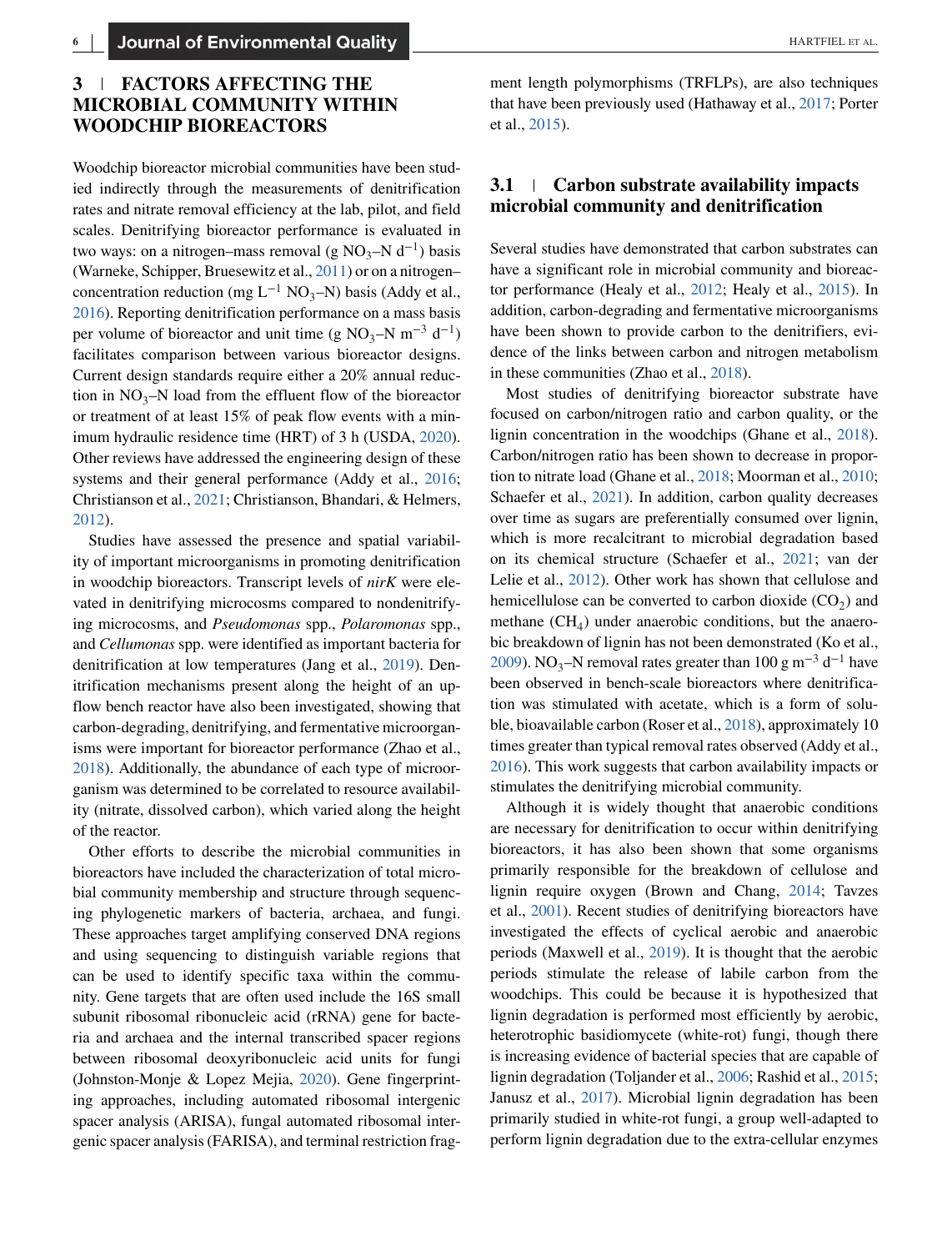## 3 | FACTORS AFFECTING THE MICROBIAL COMMUNITY WITHIN WOODCHIP BIOREACTORS

Woodchip bioreactor microbial communities have been studied indirectly through the measurements of denitrification rates and nitrate removal efficiency at the lab, pilot, and field scales. Denitrifying bioreactor performance is evaluated in two ways: on a nitrogen–mass removal (g $NO_3$–N $d^{-1}$) basis (Warneke, Schipper, Bruesewitz et al., 2011) or on a nitrogen–concentration reduction (mg $L^{-1}$ $NO_3$–N) basis (Addy et al., 2016). Reporting denitrification performance on a mass basis per volume of bioreactor and unit time (g $NO_3$–N $m^{-3}$ $d^{-1}$) facilitates comparison between various bioreactor designs. Current design standards require either a 20% annual reduction in $NO_3$–N load from the effluent flow of the bioreactor or treatment of at least 15% of peak flow events with a minimum hydraulic residence time (HRT) of 3 h (USDA, 2020). Other reviews have addressed the engineering design of these systems and their general performance (Addy et al., 2016; Christianson et al., 2021; Christianson, Bhandari, & Helmers, 2012).

Studies have assessed the presence and spatial variability of important microorganisms in promoting denitrification in woodchip bioreactors. Transcript levels of *nirK* were elevated in denitrifying microcosms compared to nondenitrifying microcosms, and *Pseudomonas* spp., *Polaromonas* spp., and *Cellumonas* spp. were identified as important bacteria for denitrification at low temperatures (Jang et al., 2019). Denitrification mechanisms present along the height of an upflow bench reactor have also been investigated, showing that carbon-degrading, denitrifying, and fermentative microorganisms were important for bioreactor performance (Zhao et al., 2018). Additionally, the abundance of each type of microorganism was determined to be correlated to resource availability (nitrate, dissolved carbon), which varied along the height of the reactor.

Other efforts to describe the microbial communities in bioreactors have included the characterization of total microbial community membership and structure through sequencing phylogenetic markers of bacteria, archaea, and fungi. These approaches target amplifying conserved DNA regions and using sequencing to distinguish variable regions that can be used to identify specific taxa within the community. Gene targets that are often used include the 16S small subunit ribosomal ribonucleic acid (rRNA) gene for bacteria and archaea and the internal transcribed spacer regions between ribosomal deoxyribonucleic acid units for fungi (Johnston-Monje & Lopez Mejia, 2020). Gene fingerprinting approaches, including automated ribosomal intergenic spacer analysis (ARISA), fungal automated ribosomal intergenic spacer analysis (FARISA), and terminal restriction fragment length polymorphisms (TRFLPs), are also techniques that have been previously used (Hathaway et al., 2017; Porter et al., 2015).

### 3.1 | Carbon substrate availability impacts microbial community and denitrification

Several studies have demonstrated that carbon substrates can have a significant role in microbial community and bioreactor performance (Healy et al., 2012; Healy et al., 2015). In addition, carbon-degrading and fermentative microorganisms have been shown to provide carbon to the denitrifiers, evidence of the links between carbon and nitrogen metabolism in these communities (Zhao et al., 2018).

Most studies of denitrifying bioreactor substrate have focused on carbon/nitrogen ratio and carbon quality, or the lignin concentration in the woodchips (Ghane et al., 2018). Carbon/nitrogen ratio has been shown to decrease in proportion to nitrate load (Ghane et al., 2018; Moorman et al., 2010; Schaefer et al., 2021). In addition, carbon quality decreases over time as sugars are preferentially consumed over lignin, which is more recalcitrant to microbial degradation based on its chemical structure (Schaefer et al., 2021; van der Lelie et al., 2012). Other work has shown that cellulose and hemicellulose can be converted to carbon dioxide ($CO_2$) and methane ($CH_4$) under anaerobic conditions, but the anaerobic breakdown of lignin has not been demonstrated (Ko et al., 2009). $NO_3$–N removal rates greater than 100 g $m^{-3}$ $d^{-1}$ have been observed in bench-scale bioreactors where denitrification was stimulated with acetate, which is a form of soluble, bioavailable carbon (Roser et al., 2018), approximately 10 times greater than typical removal rates observed (Addy et al., 2016). This work suggests that carbon availability impacts or stimulates the denitrifying microbial community.

Although it is widely thought that anaerobic conditions are necessary for denitrification to occur within denitrifying bioreactors, it has also been shown that some organisms primarily responsible for the breakdown of cellulose and lignin require oxygen (Brown and Chang, 2014; Tavzes et al., 2001). Recent studies of denitrifying bioreactors have investigated the effects of cyclical aerobic and anaerobic periods (Maxwell et al., 2019). It is thought that the aerobic periods stimulate the release of labile carbon from the woodchips. This could be because it is hypothesized that lignin degradation is performed most efficiently by aerobic, heterotrophic basidiomycete (white-rot) fungi, though there is increasing evidence of bacterial species that are capable of lignin degradation (Toljander et al., 2006; Rashid et al., 2015; Janusz et al., 2017). Microbial lignin degradation has been primarily studied in white-rot fungi, a group well-adapted to perform lignin degradation due to the extra-cellular enzymes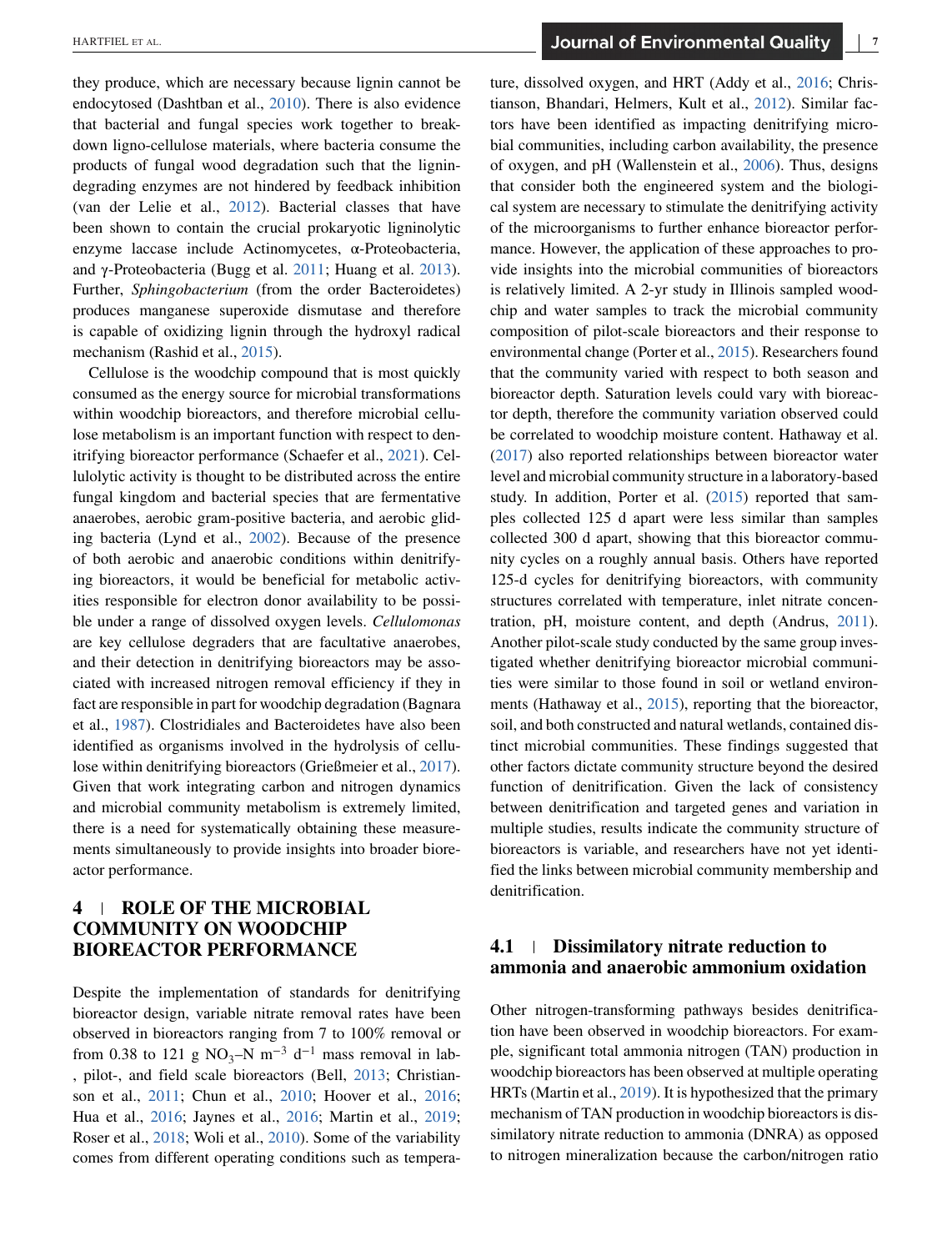they produce, which are necessary because lignin cannot be endocytosed (Dashtban et al., 2010). There is also evidence that bacterial and fungal species work together to breakdown ligno-cellulose materials, where bacteria consume the products of fungal wood degradation such that the lignin-degrading enzymes are not hindered by feedback inhibition (van der Lelie et al., 2012). Bacterial classes that have been shown to contain the crucial prokaryotic ligninolytic enzyme laccase include Actinomycetes, α-Proteobacteria, and γ-Proteobacteria (Bugg et al. 2011; Huang et al. 2013). Further, *Sphingobacterium* (from the order Bacteroidetes) produces manganese superoxide dismutase and therefore is capable of oxidizing lignin through the hydroxyl radical mechanism (Rashid et al., 2015).

Cellulose is the woodchip compound that is most quickly consumed as the energy source for microbial transformations within woodchip bioreactors, and therefore microbial cellulose metabolism is an important function with respect to denitrifying bioreactor performance (Schaefer et al., 2021). Cellulolytic activity is thought to be distributed across the entire fungal kingdom and bacterial species that are fermentative anaerobes, aerobic gram-positive bacteria, and aerobic gliding bacteria (Lynd et al., 2002). Because of the presence of both aerobic and anaerobic conditions within denitrifying bioreactors, it would be beneficial for metabolic activities responsible for electron donor availability to be possible under a range of dissolved oxygen levels. *Cellulomonas* are key cellulose degraders that are facultative anaerobes, and their detection in denitrifying bioreactors may be associated with increased nitrogen removal efficiency if they in fact are responsible in part for woodchip degradation (Bagnara et al., 1987). Clostridiales and Bacteroidetes have also been identified as organisms involved in the hydrolysis of cellulose within denitrifying bioreactors (Grießmeier et al., 2017). Given that work integrating carbon and nitrogen dynamics and microbial community metabolism is extremely limited, there is a need for systematically obtaining these measurements simultaneously to provide insights into broader bioreactor performance.

# 4 | ROLE OF THE MICROBIAL COMMUNITY ON WOODCHIP BIOREACTOR PERFORMANCE

Despite the implementation of standards for denitrifying bioreactor design, variable nitrate removal rates have been observed in bioreactors ranging from 7 to 100% removal or from 0.38 to 121 g $NO_3$–N $m^{-3}$ $d^{-1}$ mass removal in lab-, pilot-, and field scale bioreactors (Bell, 2013; Christianson et al., 2011; Chun et al., 2010; Hoover et al., 2016; Hua et al., 2016; Jaynes et al., 2016; Martin et al., 2019; Roser et al., 2018; Woli et al., 2010). Some of the variability comes from different operating conditions such as temperature, dissolved oxygen, and HRT (Addy et al., 2016; Christianson, Bhandari, Helmers, Kult et al., 2012). Similar factors have been identified as impacting denitrifying microbial communities, including carbon availability, the presence of oxygen, and pH (Wallenstein et al., 2006). Thus, designs that consider both the engineered system and the biological system are necessary to stimulate the denitrifying activity of the microorganisms to further enhance bioreactor performance. However, the application of these approaches to provide insights into the microbial communities of bioreactors is relatively limited. A 2-yr study in Illinois sampled woodchip and water samples to track the microbial community composition of pilot-scale bioreactors and their response to environmental change (Porter et al., 2015). Researchers found that the community varied with respect to both season and bioreactor depth. Saturation levels could vary with bioreactor depth, therefore the community variation observed could be correlated to woodchip moisture content. Hathaway et al. (2017) also reported relationships between bioreactor water level and microbial community structure in a laboratory-based study. In addition, Porter et al. (2015) reported that samples collected 125 d apart were less similar than samples collected 300 d apart, showing that this bioreactor community cycles on a roughly annual basis. Others have reported 125-d cycles for denitrifying bioreactors, with community structures correlated with temperature, inlet nitrate concentration, pH, moisture content, and depth (Andrus, 2011). Another pilot-scale study conducted by the same group investigated whether denitrifying bioreactor microbial communities were similar to those found in soil or wetland environments (Hathaway et al., 2015), reporting that the bioreactor, soil, and both constructed and natural wetlands, contained distinct microbial communities. These findings suggested that other factors dictate community structure beyond the desired function of denitrification. Given the lack of consistency between denitrification and targeted genes and variation in multiple studies, results indicate the community structure of bioreactors is variable, and researchers have not yet identified the links between microbial community membership and denitrification.

## 4.1 | Dissimilatory nitrate reduction to ammonia and anaerobic ammonium oxidation

Other nitrogen-transforming pathways besides denitrification have been observed in woodchip bioreactors. For example, significant total ammonia nitrogen (TAN) production in woodchip bioreactors has been observed at multiple operating HRTs (Martin et al., 2019). It is hypothesized that the primary mechanism of TAN production in woodchip bioreactors is dissimilatory nitrate reduction to ammonia (DNRA) as opposed to nitrogen mineralization because the carbon/nitrogen ratio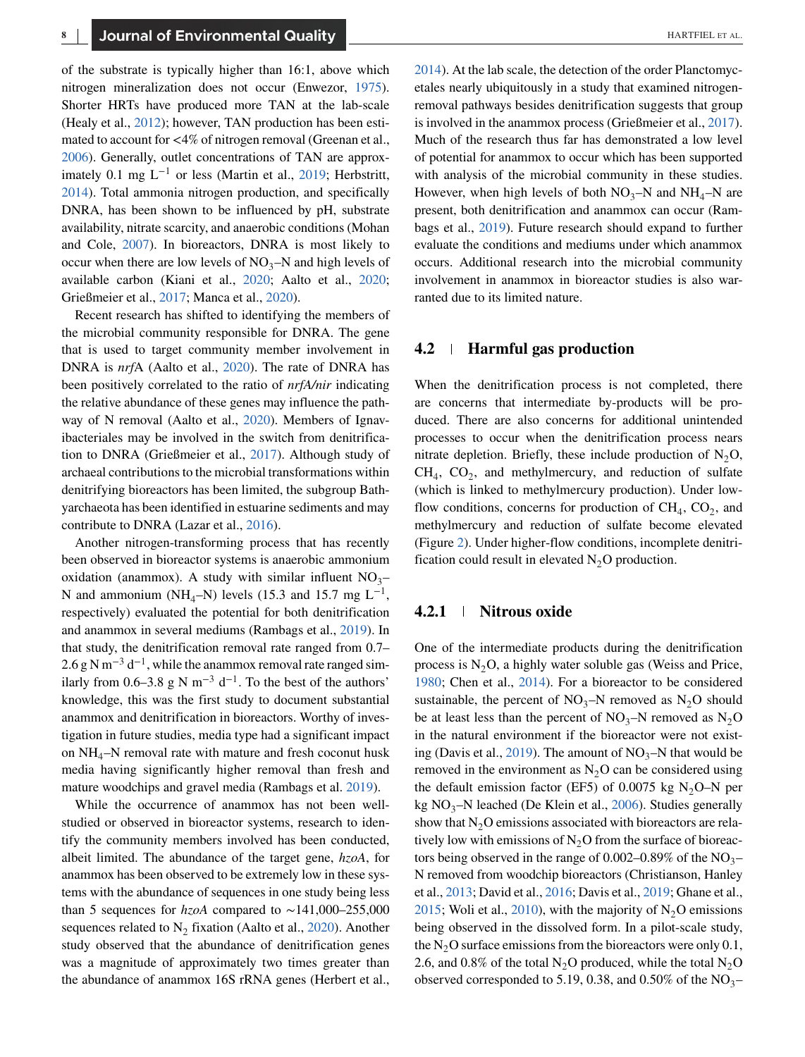of the substrate is typically higher than 16:1, above which nitrogen mineralization does not occur (Enwezor, 1975). Shorter HRTs have produced more TAN at the lab-scale (Healy et al., 2012); however, TAN production has been estimated to account for <4% of nitrogen removal (Greenan et al., 2006). Generally, outlet concentrations of TAN are approximately 0.1 mg $L^{-1}$ or less (Martin et al., 2019; Herbstritt, 2014). Total ammonia nitrogen production, and specifically DNRA, has been shown to be influenced by pH, substrate availability, nitrate scarcity, and anaerobic conditions (Mohan and Cole, 2007). In bioreactors, DNRA is most likely to occur when there are low levels of $NO_3$–N and high levels of available carbon (Kiani et al., 2020; Aalto et al., 2020; Grießmeier et al., 2017; Manca et al., 2020).

Recent research has shifted to identifying the members of the microbial community responsible for DNRA. The gene that is used to target community member involvement in DNRA is *nrf*A (Aalto et al., 2020). The rate of DNRA has been positively correlated to the ratio of *nrfA/nir* indicating the relative abundance of these genes may influence the pathway of N removal (Aalto et al., 2020). Members of Ignavibacteriales may be involved in the switch from denitrification to DNRA (Grießmeier et al., 2017). Although study of archaeal contributions to the microbial transformations within denitrifying bioreactors has been limited, the subgroup Bathyarchaeota has been identified in estuarine sediments and may contribute to DNRA (Lazar et al., 2016).

Another nitrogen-transforming process that has recently been observed in bioreactor systems is anaerobic ammonium oxidation (anammox). A study with similar influent $NO_3$–N and ammonium ($NH_4$–N) levels (15.3 and 15.7 mg $L^{-1}$, respectively) evaluated the potential for both denitrification and anammox in several mediums (Rambags et al., 2019). In that study, the denitrification removal rate ranged from 0.7–2.6 g N $m^{-3}$ $d^{-1}$, while the anammox removal rate ranged similarly from 0.6–3.8 g N $m^{-3}$ $d^{-1}$. To the best of the authors' knowledge, this was the first study to document substantial anammox and denitrification in bioreactors. Worthy of investigation in future studies, media type had a significant impact on $NH_4$–N removal rate with mature and fresh coconut husk media having significantly higher removal than fresh and mature woodchips and gravel media (Rambags et al. 2019).

While the occurrence of anammox has not been well-studied or observed in bioreactor systems, research to identify the community members involved has been conducted, albeit limited. The abundance of the target gene, *hzoA*, for anammox has been observed to be extremely low in these systems with the abundance of sequences in one study being less than 5 sequences for *hzoA* compared to ∼141,000–255,000 sequences related to $N_2$ fixation (Aalto et al., 2020). Another study observed that the abundance of denitrification genes was a magnitude of approximately two times greater than the abundance of anammox 16S rRNA genes (Herbert et al., 2014). At the lab scale, the detection of the order Planctomycetales nearly ubiquitously in a study that examined nitrogen-removal pathways besides denitrification suggests that group is involved in the anammox process (Grießmeier et al., 2017). Much of the research thus far has demonstrated a low level of potential for anammox to occur which has been supported with analysis of the microbial community in these studies. However, when high levels of both $NO_3$–N and $NH_4$–N are present, both denitrification and anammox can occur (Rambags et al., 2019). Future research should expand to further evaluate the conditions and mediums under which anammox occurs. Additional research into the microbial community involvement in anammox in bioreactor studies is also warranted due to its limited nature.

## 4.2 | Harmful gas production

When the denitrification process is not completed, there are concerns that intermediate by-products will be produced. There are also concerns for additional unintended processes to occur when the denitrification process nears nitrate depletion. Briefly, these include production of $N_2O$, $CH_4$, $CO_2$, and methylmercury, and reduction of sulfate (which is linked to methylmercury production). Under low-flow conditions, concerns for production of $CH_4$, $CO_2$, and methylmercury and reduction of sulfate become elevated (Figure 2). Under higher-flow conditions, incomplete denitrification could result in elevated $N_2O$ production.

### 4.2.1 | Nitrous oxide

One of the intermediate products during the denitrification process is $N_2O$, a highly water soluble gas (Weiss and Price, 1980; Chen et al., 2014). For a bioreactor to be considered sustainable, the percent of $NO_3$–N removed as $N_2O$ should be at least less than the percent of $NO_3$–N removed as $N_2O$ in the natural environment if the bioreactor were not existing (Davis et al., 2019). The amount of $NO_3$–N that would be removed in the environment as $N_2O$ can be considered using the default emission factor (EF5) of 0.0075 kg $N_2O$–N per kg $NO_3$–N leached (De Klein et al., 2006). Studies generally show that $N_2O$ emissions associated with bioreactors are relatively low with emissions of $N_2O$ from the surface of bioreactors being observed in the range of 0.002–0.89% of the $NO_3$–N removed from woodchip bioreactors (Christianson, Hanley et al., 2013; David et al., 2016; Davis et al., 2019; Ghane et al., 2015; Woli et al., 2010), with the majority of $N_2O$ emissions being observed in the dissolved form. In a pilot-scale study, the $N_2O$ surface emissions from the bioreactors were only 0.1, 2.6, and 0.8% of the total $N_2O$ produced, while the total $N_2O$ observed corresponded to 5.19, 0.38, and 0.50% of the $NO_3$–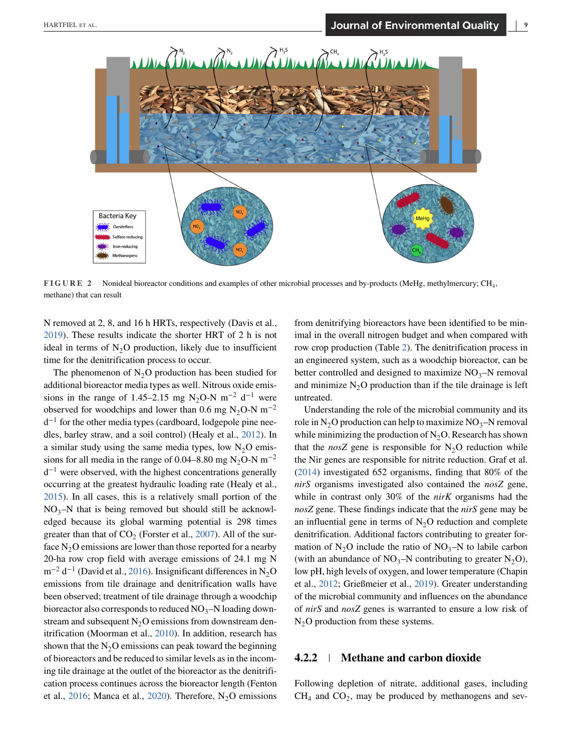FIGURE 2 Nonideal bioreactor conditions and examples of other microbial processes and by-products (MeHg, methylmercury; $CH_4$, methane) that can result

N removed at 2, 8, and 16 h HRTs, respectively (Davis et al., 2019). These results indicate the shorter HRT of 2 h is not ideal in terms of $N_2O$ production, likely due to insufficient time for the denitrification process to occur.

The phenomenon of $N_2O$ production has been studied for additional bioreactor media types as well. Nitrous oxide emissions in the range of 1.45–2.15 mg $N_2O$-N $m^{-2}$ $d^{-1}$ were observed for woodchips and lower than 0.6 mg $N_2O$-N $m^{-2}$ $d^{-1}$ for the other media types (cardboard, lodgepole pine needles, barley straw, and a soil control) (Healy et al., 2012). In a similar study using the same media types, low $N_2O$ emissions for all media in the range of 0.04–8.80 mg $N_2O$-N $m^{-2}$ $d^{-1}$ were observed, with the highest concentrations generally occurring at the greatest hydraulic loading rate (Healy et al., 2015). In all cases, this is a relatively small portion of the $NO_3$–N that is being removed but should still be acknowledged because its global warming potential is 298 times greater than that of $CO_2$ (Forster et al., 2007). All of the surface $N_2O$ emissions are lower than those reported for a nearby 20-ha row crop field with average emissions of 24.1 mg N $m^{-2}$ $d^{-1}$ (David et al., 2016). Insignificant differences in $N_2O$ emissions from tile drainage and denitrification walls have been observed; treatment of tile drainage through a woodchip bioreactor also corresponds to reduced $NO_3$–N loading downstream and subsequent $N_2O$ emissions from downstream denitrification (Moorman et al., 2010). In addition, research has shown that the $N_2O$ emissions can peak toward the beginning of bioreactors and be reduced to similar levels as in the incoming tile drainage at the outlet of the bioreactor as the denitrification process continues across the bioreactor length (Fenton et al., 2016; Manca et al., 2020). Therefore, $N_2O$ emissions from denitrifying bioreactors have been identified to be minimal in the overall nitrogen budget and when compared with row crop production (Table 2). The denitrification process in an engineered system, such as a woodchip bioreactor, can be better controlled and designed to maximize $NO_3$–N removal and minimize $N_2O$ production than if the tile drainage is left untreated.

Understanding the role of the microbial community and its role in $N_2O$ production can help to maximize $NO_3$–N removal while minimizing the production of $N_2O$. Research has shown that the *nosZ* gene is responsible for $N_2O$ reduction while the Nir genes are responsible for nitrite reduction. Graf et al. (2014) investigated 652 organisms, finding that 80% of the *nirS* organisms investigated also contained the *nosZ* gene, while in contrast only 30% of the *nirK* organisms had the *nosZ* gene. These findings indicate that the *nirS* gene may be an influential gene in terms of $N_2O$ reduction and complete denitrification. Additional factors contributing to greater formation of $N_2O$ include the ratio of $NO_3$–N to labile carbon (with an abundance of $NO_3$–N contributing to greater $N_2O$), low pH, high levels of oxygen, and lower temperature (Chapin et al., 2012; Grießmeier et al., 2019). Greater understanding of the microbial community and influences on the abundance of *nirS* and *nosZ* genes is warranted to ensure a low risk of $N_2O$ production from these systems.

#### 4.2.2 | Methane and carbon dioxide

Following depletion of nitrate, additional gases, including $CH_4$ and $CO_2$, may be produced by methanogens and sev-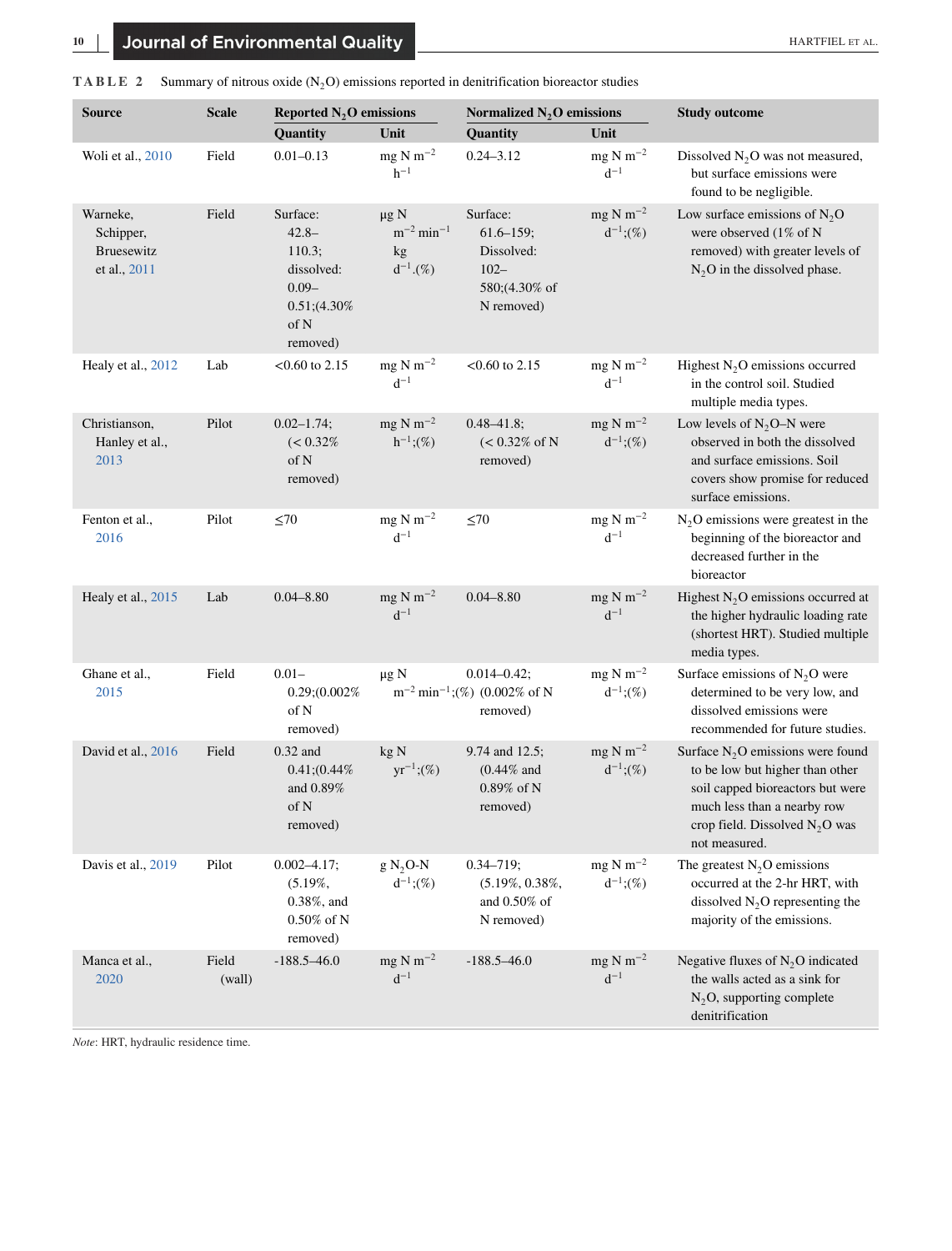**TABLE 2** Summary of nitrous oxide ($N_2O$) emissions reported in denitrification bioreactor studies

| Source | Scale | Reported $N_2O$ emissions | | Normalized $N_2O$ emissions | | Study outcome |
|---|---|---|---|---|---|---|
| | | Quantity | Unit | Quantity | Unit | |
| Woli et al., 2010 | Field | 0.01–0.13 | mg N $m^{-2}$ $h^{-1}$ | 0.24–3.12 | mg N $m^{-2}$ $d^{-1}$ | Dissolved $N_2O$ was not measured, but surface emissions were found to be negligible. |
| Warneke, Schipper, Bruesewitz et al., 2011 | Field | Surface: 42.8–110.3; dissolved: 0.09–0.51;(4.30% of N removed) | μg N $m^{-2}$ $min^{-1}$ kg $d^{-1}$.(%) | Surface: 61.6–159; Dissolved: 102–580;(4.30% of N removed) | mg N $m^{-2}$ $d^{-1}$;(%) | Low surface emissions of $N_2O$ were observed (1% of N removed) with greater levels of $N_2O$ in the dissolved phase. |
| Healy et al., 2012 | Lab | <0.60 to 2.15 | mg N $m^{-2}$ $d^{-1}$ | <0.60 to 2.15 | mg N $m^{-2}$ $d^{-1}$ | Highest $N_2O$ emissions occurred in the control soil. Studied multiple media types. |
| Christianson, Hanley et al., 2013 | Pilot | 0.02–1.74; (< 0.32% of N removed) | mg N $m^{-2}$ $h^{-1}$;(%) | 0.48–41.8; (< 0.32% of N removed) | mg N $m^{-2}$ $d^{-1}$;(%) | Low levels of $N_2O$–N were observed in both the dissolved and surface emissions. Soil covers show promise for reduced surface emissions. |
| Fenton et al., 2016 | Pilot | ≤70 | mg N $m^{-2}$ $d^{-1}$ | ≤70 | mg N $m^{-2}$ $d^{-1}$ | $N_2O$ emissions were greatest in the beginning of the bioreactor and decreased further in the bioreactor |
| Healy et al., 2015 | Lab | 0.04–8.80 | mg N $m^{-2}$ $d^{-1}$ | 0.04–8.80 | mg N $m^{-2}$ $d^{-1}$ | Highest $N_2O$ emissions occurred at the higher hydraulic loading rate (shortest HRT). Studied multiple media types. |
| Ghane et al., 2015 | Field | 0.01–0.29;(0.002% of N removed) | μg N $m^{-2}$ $min^{-1}$;(%) | 0.014–0.42; (0.002% of N removed) | mg N $m^{-2}$ $d^{-1}$;(%) | Surface emissions of $N_2O$ were determined to be very low, and dissolved emissions were recommended for future studies. |
| David et al., 2016 | Field | 0.32 and 0.41;(0.44% and 0.89% of N removed) | kg N $yr^{-1}$;(%) | 9.74 and 12.5; (0.44% and 0.89% of N removed) | mg N $m^{-2}$ $d^{-1}$;(%) | Surface $N_2O$ emissions were found to be low but higher than other soil capped bioreactors but were much less than a nearby row crop field. Dissolved $N_2O$ was not measured. |
| Davis et al., 2019 | Pilot | 0.002–4.17; (5.19%, 0.38%, and 0.50% of N removed) | g $N_2O$-N $d^{-1}$;(%) | 0.34–719; (5.19%, 0.38%, and 0.50% of N removed) | mg N $m^{-2}$ $d^{-1}$;(%) | The greatest $N_2O$ emissions occurred at the 2-hr HRT, with dissolved $N_2O$ representing the majority of the emissions. |
| Manca et al., 2020 | Field (wall) | -188.5–46.0 | mg N $m^{-2}$ $d^{-1}$ | -188.5–46.0 | mg N $m^{-2}$ $d^{-1}$ | Negative fluxes of $N_2O$ indicated the walls acted as a sink for $N_2O$, supporting complete denitrification |

*Note*: HRT, hydraulic residence time.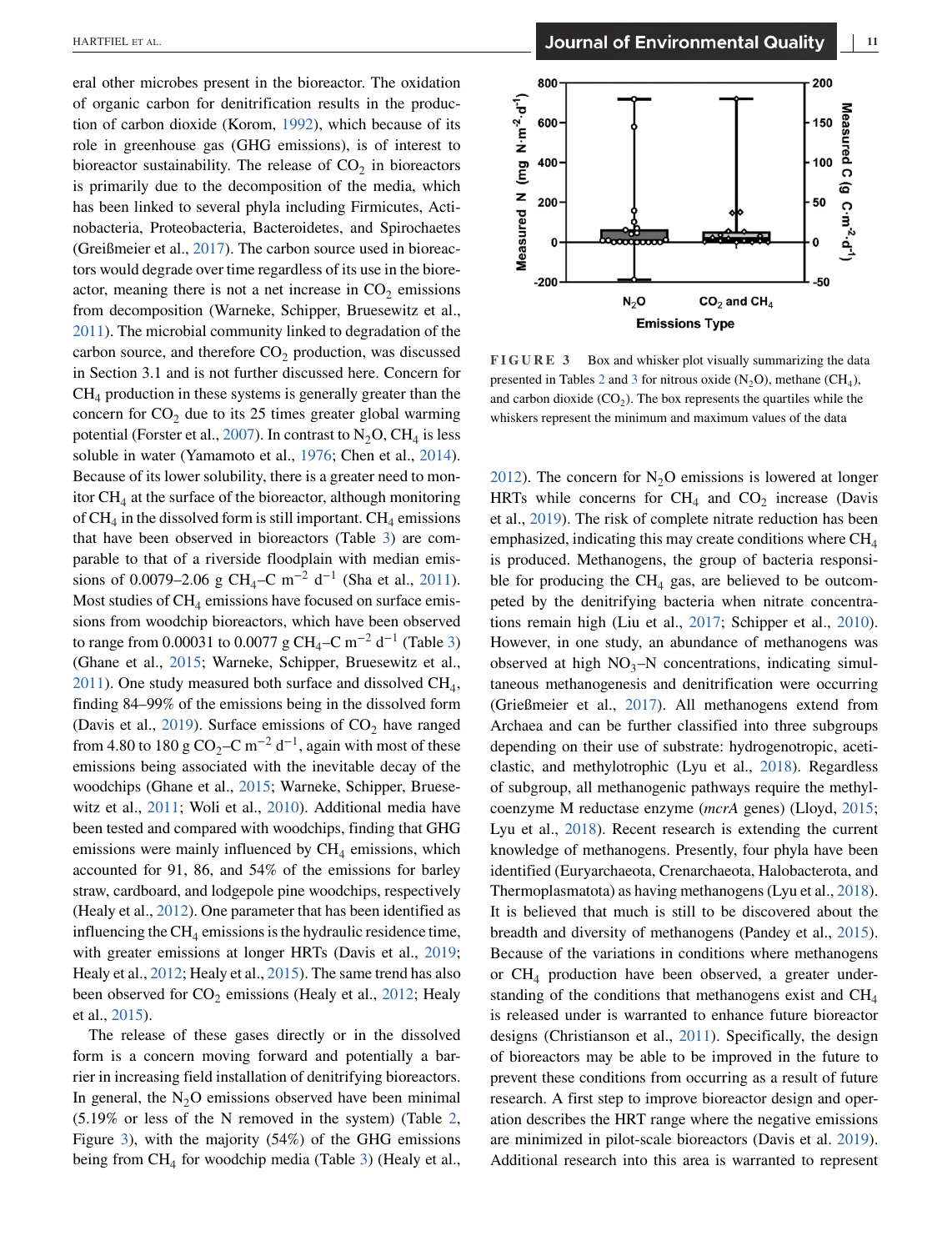eral other microbes present in the bioreactor. The oxidation of organic carbon for denitrification results in the production of carbon dioxide (Korom, 1992), which because of its role in greenhouse gas (GHG emissions), is of interest to bioreactor sustainability. The release of $CO_2$ in bioreactors is primarily due to the decomposition of the media, which has been linked to several phyla including Firmicutes, Actinobacteria, Proteobacteria, Bacteroidetes, and Spirochaetes (Greißmeier et al., 2017). The carbon source used in bioreactors would degrade over time regardless of its use in the bioreactor, meaning there is not a net increase in $CO_2$ emissions from decomposition (Warneke, Schipper, Bruesewitz et al., 2011). The microbial community linked to degradation of the carbon source, and therefore $CO_2$ production, was discussed in Section 3.1 and is not further discussed here. Concern for $CH_4$ production in these systems is generally greater than the concern for $CO_2$ due to its 25 times greater global warming potential (Forster et al., 2007). In contrast to $N_2O$, $CH_4$ is less soluble in water (Yamamoto et al., 1976; Chen et al., 2014). Because of its lower solubility, there is a greater need to monitor $CH_4$ at the surface of the bioreactor, although monitoring of $CH_4$ in the dissolved form is still important. $CH_4$ emissions that have been observed in bioreactors (Table 3) are comparable to that of a riverside floodplain with median emissions of 0.0079–2.06 g $CH_4$–C $m^{-2}$ $d^{-1}$ (Sha et al., 2011). Most studies of $CH_4$ emissions have focused on surface emissions from woodchip bioreactors, which have been observed to range from 0.00031 to 0.0077 g $CH_4$–C $m^{-2}$ $d^{-1}$ (Table 3) (Ghane et al., 2015; Warneke, Schipper, Bruesewitz et al., 2011). One study measured both surface and dissolved $CH_4$, finding 84–99% of the emissions being in the dissolved form (Davis et al., 2019). Surface emissions of $CO_2$ have ranged from 4.80 to 180 g $CO_2$–C $m^{-2}$ $d^{-1}$, again with most of these emissions being associated with the inevitable decay of the woodchips (Ghane et al., 2015; Warneke, Schipper, Bruesewitz et al., 2011; Woli et al., 2010). Additional media have been tested and compared with woodchips, finding that GHG emissions were mainly influenced by $CH_4$ emissions, which accounted for 91, 86, and 54% of the emissions for barley straw, cardboard, and lodgepole pine woodchips, respectively (Healy et al., 2012). One parameter that has been identified as influencing the $CH_4$ emissions is the hydraulic residence time, with greater emissions at longer HRTs (Davis et al., 2019; Healy et al., 2012; Healy et al., 2015). The same trend has also been observed for $CO_2$ emissions (Healy et al., 2012; Healy et al., 2015).

The release of these gases directly or in the dissolved form is a concern moving forward and potentially a barrier in increasing field installation of denitrifying bioreactors. In general, the $N_2O$ emissions observed have been minimal (5.19% or less of the N removed in the system) (Table 2, Figure 3), with the majority (54%) of the GHG emissions being from $CH_4$ for woodchip media (Table 3) (Healy et al., 2012). The concern for $N_2O$ emissions is lowered at longer HRTs while concerns for $CH_4$ and $CO_2$ increase (Davis et al., 2019). The risk of complete nitrate reduction has been emphasized, indicating this may create conditions where $CH_4$ is produced. Methanogens, the group of bacteria responsible for producing the $CH_4$ gas, are believed to be outcompeted by the denitrifying bacteria when nitrate concentrations remain high (Liu et al., 2017; Schipper et al., 2010). However, in one study, an abundance of methanogens was observed at high $NO_3$–N concentrations, indicating simultaneous methanogenesis and denitrification were occurring (Grießmeier et al., 2017). All methanogens extend from Archaea and can be further classified into three subgroups depending on their use of substrate: hydrogenotropic, aceticlastic, and methylotrophic (Lyu et al., 2018). Regardless of subgroup, all methanogenic pathways require the methyl-coenzyme M reductase enzyme (*mcrA* genes) (Lloyd, 2015; Lyu et al., 2018). Recent research is extending the current knowledge of methanogens. Presently, four phyla have been identified (Euryarchaeota, Crenarchaeota, Halobacterota, and Thermoplasmatota) as having methanogens (Lyu et al., 2018). It is believed that much is still to be discovered about the breadth and diversity of methanogens (Pandey et al., 2015). Because of the variations in conditions where methanogens or $CH_4$ production have been observed, a greater understanding of the conditions that methanogens exist and $CH_4$ is released under is warranted to enhance future bioreactor designs (Christianson et al., 2011). Specifically, the design of bioreactors may be able to be improved in the future to prevent these conditions from occurring as a result of future research. A first step to improve bioreactor design and operation describes the HRT range where the negative emissions are minimized in pilot-scale bioreactors (Davis et al. 2019). Additional research into this area is warranted to represent

**FIGURE 3** Box and whisker plot visually summarizing the data presented in Tables 2 and 3 for nitrous oxide ($N_2O$), methane ($CH_4$), and carbon dioxide ($CO_2$). The box represents the quartiles while the whiskers represent the minimum and maximum values of the data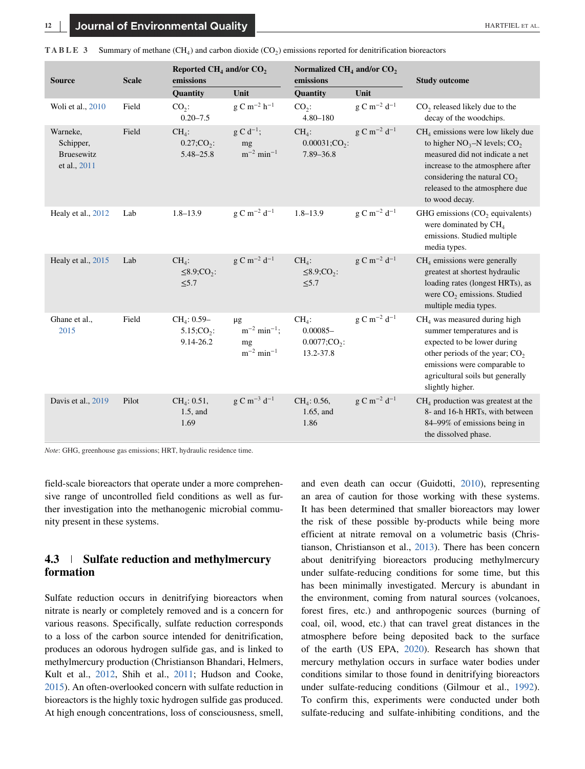**TABLE 3** Summary of methane ($CH_4$) and carbon dioxide ($CO_2$) emissions reported for denitrification bioreactors

| Source | Scale | Reported $CH_4$ and/or $CO_2$ emissions | | Normalized $CH_4$ and/or $CO_2$ emissions | | Study outcome |
|---|---|---|---|---|---|---|
| | | Quantity | Unit | Quantity | Unit | |
| Woli et al., 2010 | Field | $CO_2$: 0.20–7.5 | g C $m^{-2}$ $h^{-1}$ | $CO_2$: 4.80–180 | g C $m^{-2}$ $d^{-1}$ | $CO_2$ released likely due to the decay of the woodchips. |
| Warneke, Schipper, Bruesewitz et al., 2011 | Field | $CH_4$: 0.27;$CO_2$: 5.48–25.8 | g C $d^{-1}$; mg $m^{-2}$ $min^{-1}$ | $CH_4$: 0.00031;$CO_2$: 7.89–36.8 | g C $m^{-2}$ $d^{-1}$ | $CH_4$ emissions were low likely due to higher $NO_3$–N levels; $CO_2$ measured did not indicate a net increase to the atmosphere after considering the natural $CO_2$ released to the atmosphere due to wood decay. |
| Healy et al., 2012 | Lab | 1.8–13.9 | g C $m^{-2}$ $d^{-1}$ | 1.8–13.9 | g C $m^{-2}$ $d^{-1}$ | GHG emissions ($CO_2$ equivalents) were dominated by $CH_4$ emissions. Studied multiple media types. |
| Healy et al., 2015 | Lab | $CH_4$: ≤8.9;$CO_2$: ≤5.7 | g C $m^{-2}$ $d^{-1}$ | $CH_4$: ≤8.9;$CO_2$: ≤5.7 | g C $m^{-2}$ $d^{-1}$ | $CH_4$ emissions were generally greatest at shortest hydraulic loading rates (longest HRTs), as were $CO_2$ emissions. Studied multiple media types. |
| Ghane et al., 2015 | Field | $CH_4$: 0.59–5.15;$CO_2$: 9.14-26.2 | μg $m^{-2}$ $min^{-1}$; mg $m^{-2}$ $min^{-1}$ | $CH_4$: 0.00085–0.0077;$CO_2$: 13.2-37.8 | g C $m^{-2}$ $d^{-1}$ | $CH_4$ was measured during high summer temperatures and is expected to be lower during other periods of the year; $CO_2$ emissions were comparable to agricultural soils but generally slightly higher. |
| Davis et al., 2019 | Pilot | $CH_4$: 0.51, 1.5, and 1.69 | g C $m^{-3}$ $d^{-1}$ | $CH_4$: 0.56, 1.65, and 1.86 | g C $m^{-2}$ $d^{-1}$ | $CH_4$ production was greatest at the 8- and 16-h HRTs, with between 84–99% of emissions being in the dissolved phase. |

*Note*: GHG, greenhouse gas emissions; HRT, hydraulic residence time.

field-scale bioreactors that operate under a more comprehensive range of uncontrolled field conditions as well as further investigation into the methanogenic microbial community present in these systems.

### 4.3 | Sulfate reduction and methylmercury formation

Sulfate reduction occurs in denitrifying bioreactors when nitrate is nearly or completely removed and is a concern for various reasons. Specifically, sulfate reduction corresponds to a loss of the carbon source intended for denitrification, produces an odorous hydrogen sulfide gas, and is linked to methylmercury production (Christianson Bhandari, Helmers, Kult et al., 2012, Shih et al., 2011; Hudson and Cooke, 2015). An often-overlooked concern with sulfate reduction in bioreactors is the highly toxic hydrogen sulfide gas produced. At high enough concentrations, loss of consciousness, smell, and even death can occur (Guidotti, 2010), representing an area of caution for those working with these systems. It has been determined that smaller bioreactors may lower the risk of these possible by-products while being more efficient at nitrate removal on a volumetric basis (Christianson, Christianson et al., 2013). There has been concern about denitrifying bioreactors producing methylmercury under sulfate-reducing conditions for some time, but this has been minimally investigated. Mercury is abundant in the environment, coming from natural sources (volcanoes, forest fires, etc.) and anthropogenic sources (burning of coal, oil, wood, etc.) that can travel great distances in the atmosphere before being deposited back to the surface of the earth (US EPA, 2020). Research has shown that mercury methylation occurs in surface water bodies under conditions similar to those found in denitrifying bioreactors under sulfate-reducing conditions (Gilmour et al., 1992). To confirm this, experiments were conducted under both sulfate-reducing and sulfate-inhibiting conditions, and the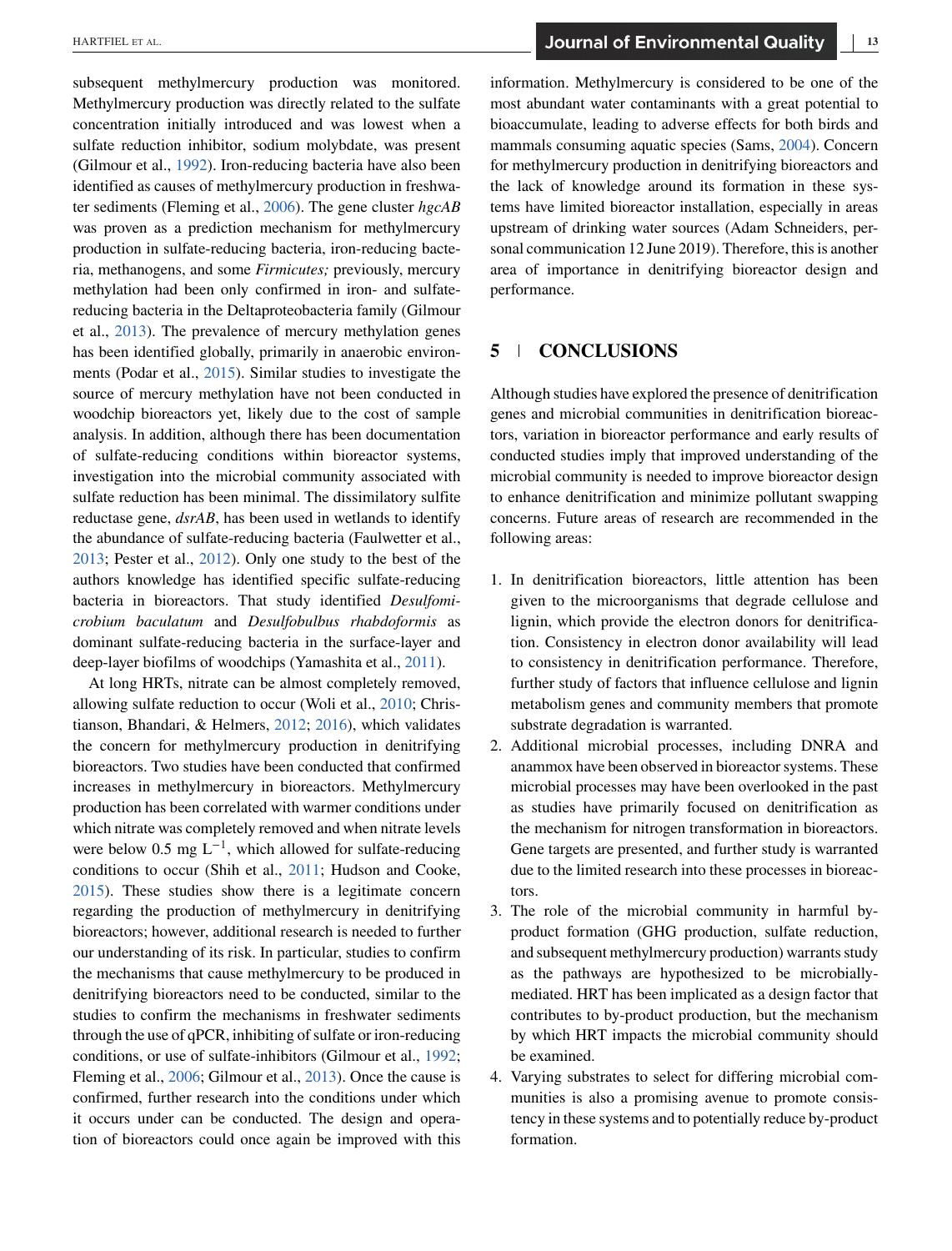subsequent methylmercury production was monitored. Methylmercury production was directly related to the sulfate concentration initially introduced and was lowest when a sulfate reduction inhibitor, sodium molybdate, was present (Gilmour et al., 1992). Iron-reducing bacteria have also been identified as causes of methylmercury production in freshwater sediments (Fleming et al., 2006). The gene cluster *hgcAB* was proven as a prediction mechanism for methylmercury production in sulfate-reducing bacteria, iron-reducing bacteria, methanogens, and some *Firmicutes;* previously, mercury methylation had been only confirmed in iron- and sulfate-reducing bacteria in the Deltaproteobacteria family (Gilmour et al., 2013). The prevalence of mercury methylation genes has been identified globally, primarily in anaerobic environments (Podar et al., 2015). Similar studies to investigate the source of mercury methylation have not been conducted in woodchip bioreactors yet, likely due to the cost of sample analysis. In addition, although there has been documentation of sulfate-reducing conditions within bioreactor systems, investigation into the microbial community associated with sulfate reduction has been minimal. The dissimilatory sulfite reductase gene, *dsrAB*, has been used in wetlands to identify the abundance of sulfate-reducing bacteria (Faulwetter et al., 2013; Pester et al., 2012). Only one study to the best of the authors knowledge has identified specific sulfate-reducing bacteria in bioreactors. That study identified *Desulfomicrobium baculatum* and *Desulfobulbus rhabdoformis* as dominant sulfate-reducing bacteria in the surface-layer and deep-layer biofilms of woodchips (Yamashita et al., 2011).

At long HRTs, nitrate can be almost completely removed, allowing sulfate reduction to occur (Woli et al., 2010; Christianson, Bhandari, & Helmers, 2012; 2016), which validates the concern for methylmercury production in denitrifying bioreactors. Two studies have been conducted that confirmed increases in methylmercury in bioreactors. Methylmercury production has been correlated with warmer conditions under which nitrate was completely removed and when nitrate levels were below 0.5 mg $L^{-1}$, which allowed for sulfate-reducing conditions to occur (Shih et al., 2011; Hudson and Cooke, 2015). These studies show there is a legitimate concern regarding the production of methylmercury in denitrifying bioreactors; however, additional research is needed to further our understanding of its risk. In particular, studies to confirm the mechanisms that cause methylmercury to be produced in denitrifying bioreactors need to be conducted, similar to the studies to confirm the mechanisms in freshwater sediments through the use of qPCR, inhibiting of sulfate or iron-reducing conditions, or use of sulfate-inhibitors (Gilmour et al., 1992; Fleming et al., 2006; Gilmour et al., 2013). Once the cause is confirmed, further research into the conditions under which it occurs under can be conducted. The design and operation of bioreactors could once again be improved with this information. Methylmercury is considered to be one of the most abundant water contaminants with a great potential to bioaccumulate, leading to adverse effects for both birds and mammals consuming aquatic species (Sams, 2004). Concern for methylmercury production in denitrifying bioreactors and the lack of knowledge around its formation in these systems have limited bioreactor installation, especially in areas upstream of drinking water sources (Adam Schneiders, personal communication 12 June 2019). Therefore, this is another area of importance in denitrifying bioreactor design and performance.

## 5 | CONCLUSIONS

Although studies have explored the presence of denitrification genes and microbial communities in denitrification bioreactors, variation in bioreactor performance and early results of conducted studies imply that improved understanding of the microbial community is needed to improve bioreactor design to enhance denitrification and minimize pollutant swapping concerns. Future areas of research are recommended in the following areas:

1. In denitrification bioreactors, little attention has been given to the microorganisms that degrade cellulose and lignin, which provide the electron donors for denitrification. Consistency in electron donor availability will lead to consistency in denitrification performance. Therefore, further study of factors that influence cellulose and lignin metabolism genes and community members that promote substrate degradation is warranted.
2. Additional microbial processes, including DNRA and anammox have been observed in bioreactor systems. These microbial processes may have been overlooked in the past as studies have primarily focused on denitrification as the mechanism for nitrogen transformation in bioreactors. Gene targets are presented, and further study is warranted due to the limited research into these processes in bioreactors.
3. The role of the microbial community in harmful by-product formation (GHG production, sulfate reduction, and subsequent methylmercury production) warrants study as the pathways are hypothesized to be microbially-mediated. HRT has been implicated as a design factor that contributes to by-product production, but the mechanism by which HRT impacts the microbial community should be examined.
4. Varying substrates to select for differing microbial communities is also a promising avenue to promote consistency in these systems and to potentially reduce by-product formation.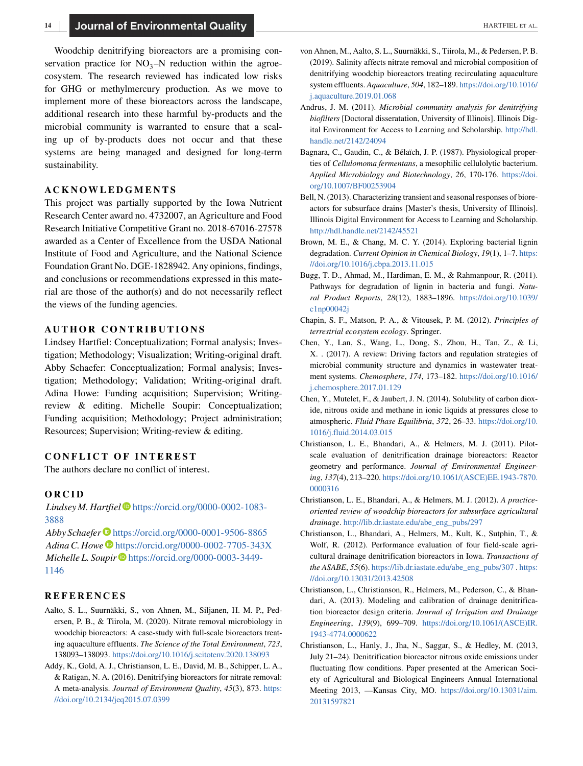Woodchip denitrifying bioreactors are a promising conservation practice for $NO_3$–N reduction within the agroecosystem. The research reviewed has indicated low risks for GHG or methylmercury production. As we move to implement more of these bioreactors across the landscape, additional research into these harmful by-products and the microbial community is warranted to ensure that a scaling up of by-products does not occur and that these systems are being managed and designed for long-term sustainability.

## ACKNOWLEDGMENTS

This project was partially supported by the Iowa Nutrient Research Center award no. 4732007, an Agriculture and Food Research Initiative Competitive Grant no. 2018-67016-27578 awarded as a Center of Excellence from the USDA National Institute of Food and Agriculture, and the National Science Foundation Grant No. DGE-1828942. Any opinions, findings, and conclusions or recommendations expressed in this material are those of the author(s) and do not necessarily reflect the views of the funding agencies.

## AUTHOR CONTRIBUTIONS

Lindsey Hartfiel: Conceptualization; Formal analysis; Investigation; Methodology; Visualization; Writing-original draft. Abby Schaefer: Conceptualization; Formal analysis; Investigation; Methodology; Validation; Writing-original draft. Adina Howe: Funding acquisition; Supervision; Writing-review & editing. Michelle Soupir: Conceptualization; Funding acquisition; Methodology; Project administration; Resources; Supervision; Writing-review & editing.

## CONFLICT OF INTEREST

The authors declare no conflict of interest.

## ORCID

*Lindsey M. Hartfiel* https://orcid.org/0000-0002-1083-3888
*Abby Schaefer* https://orcid.org/0000-0001-9506-8865
*Adina C. Howe* https://orcid.org/0000-0002-7705-343X
*Michelle L. Soupir* https://orcid.org/0000-0003-3449-1146

## REFERENCES

Aalto, S. L., Suurnäkki, S., von Ahnen, M., Siljanen, H. M. P., Pedersen, P. B., & Tiirola, M. (2020). Nitrate removal microbiology in woodchip bioreactors: A case-study with full-scale bioreactors treating aquaculture effluents. *The Science of the Total Environment*, *723*, 138093–138093. https://doi.org/10.1016/j.scitotenv.2020.138093

Addy, K., Gold, A. J., Christianson, L. E., David, M. B., Schipper, L. A., & Ratigan, N. A. (2016). Denitrifying bioreactors for nitrate removal: A meta-analysis. *Journal of Environment Quality*, *45*(3), 873. https://doi.org/10.2134/jeq2015.07.0399

von Ahnen, M., Aalto, S. L., Suurnäkki, S., Tiirola, M., & Pedersen, P. B. (2019). Salinity affects nitrate removal and microbial composition of denitrifying woodchip bioreactors treating recirculating aquaculture system effluents. *Aquaculture*, *504*, 182–189. https://doi.org/10.1016/j.aquaculture.2019.01.068

Andrus, J. M. (2011). *Microbial community analysis for denitrifying biofilters* [Doctoral disseratation, University of Illinois]. Illinois Digital Environment for Access to Learning and Scholarship. http://hdl.handle.net/2142/24094

Bagnara, C., Gaudin, C., & Bélaïch, J. P. (1987). Physiological properties of *Cellulomoma fermentans*, a mesophilic cellulolytic bacterium. *Applied Microbiology and Biotechnology*, *26*, 170-176. https://doi.org/10.1007/BF00253904

Bell, N. (2013). Characterizing transient and seasonal responses of bioreactors for subsurface drains [Master's thesis, University of Illinois]. Illinois Digital Environment for Access to Learning and Scholarship. http://hdl.handle.net/2142/45521

Brown, M. E., & Chang, M. C. Y. (2014). Exploring bacterial lignin degradation. *Current Opinion in Chemical Biology*, *19*(1), 1–7. https://doi.org/10.1016/j.cbpa.2013.11.015

Bugg, T. D., Ahmad, M., Hardiman, E. M., & Rahmanpour, R. (2011). Pathways for degradation of lignin in bacteria and fungi. *Natural Product Reports*, *28*(12), 1883–1896. https://doi.org/10.1039/c1np00042j

Chapin, S. F., Matson, P. A., & Vitousek, P. M. (2012). *Principles of terrestrial ecosystem ecology*. Springer.

Chen, Y., Lan, S., Wang, L., Dong, S., Zhou, H., Tan, Z., & Li, X. . (2017). A review: Driving factors and regulation strategies of microbial community structure and dynamics in wastewater treatment systems. *Chemosphere*, *174*, 173–182. https://doi.org/10.1016/j.chemosphere.2017.01.129

Chen, Y., Mutelet, F., & Jaubert, J. N. (2014). Solubility of carbon dioxide, nitrous oxide and methane in ionic liquids at pressures close to atmospheric. *Fluid Phase Equilibria*, *372*, 26–33. https://doi.org/10.1016/j.fluid.2014.03.015

Christianson, L. E., Bhandari, A., & Helmers, M. J. (2011). Pilot-scale evaluation of denitrification drainage bioreactors: Reactor geometry and performance. *Journal of Environmental Engineering*, *137*(4), 213–220. https://doi.org/10.1061/(ASCE)EE.1943-7870.0000316

Christianson, L. E., Bhandari, A., & Helmers, M. J. (2012). *A practice-oriented review of woodchip bioreactors for subsurface agricultural drainage*. http://lib.dr.iastate.edu/abe_eng_pubs/297

Christianson, L., Bhandari, A., Helmers, M., Kult, K., Sutphin, T., & Wolf, R. (2012). Performance evaluation of four field-scale agricultural drainage denitrification bioreactors in Iowa. *Transactions of the ASABE*, *55*(6). https://lib.dr.iastate.edu/abe_eng_pubs/307 . https://doi.org/10.13031/2013.42508

Christianson, L., Christianson, R., Helmers, M., Pederson, C., & Bhandari, A. (2013). Modeling and calibration of drainage denitrification bioreactor design criteria. *Journal of Irrigation and Drainage Engineering*, *139*(9), 699–709. https://doi.org/10.1061/(ASCE)IR.1943-4774.0000622

Christianson, L., Hanly, J., Jha, N., Saggar, S., & Hedley, M. (2013, July 21–24). Denitrification bioreactor nitrous oxide emissions under fluctuating flow conditions. Paper presented at the American Society of Agricultural and Biological Engineers Annual International Meeting 2013, —Kansas City, MO. https://doi.org/10.13031/aim.20131597821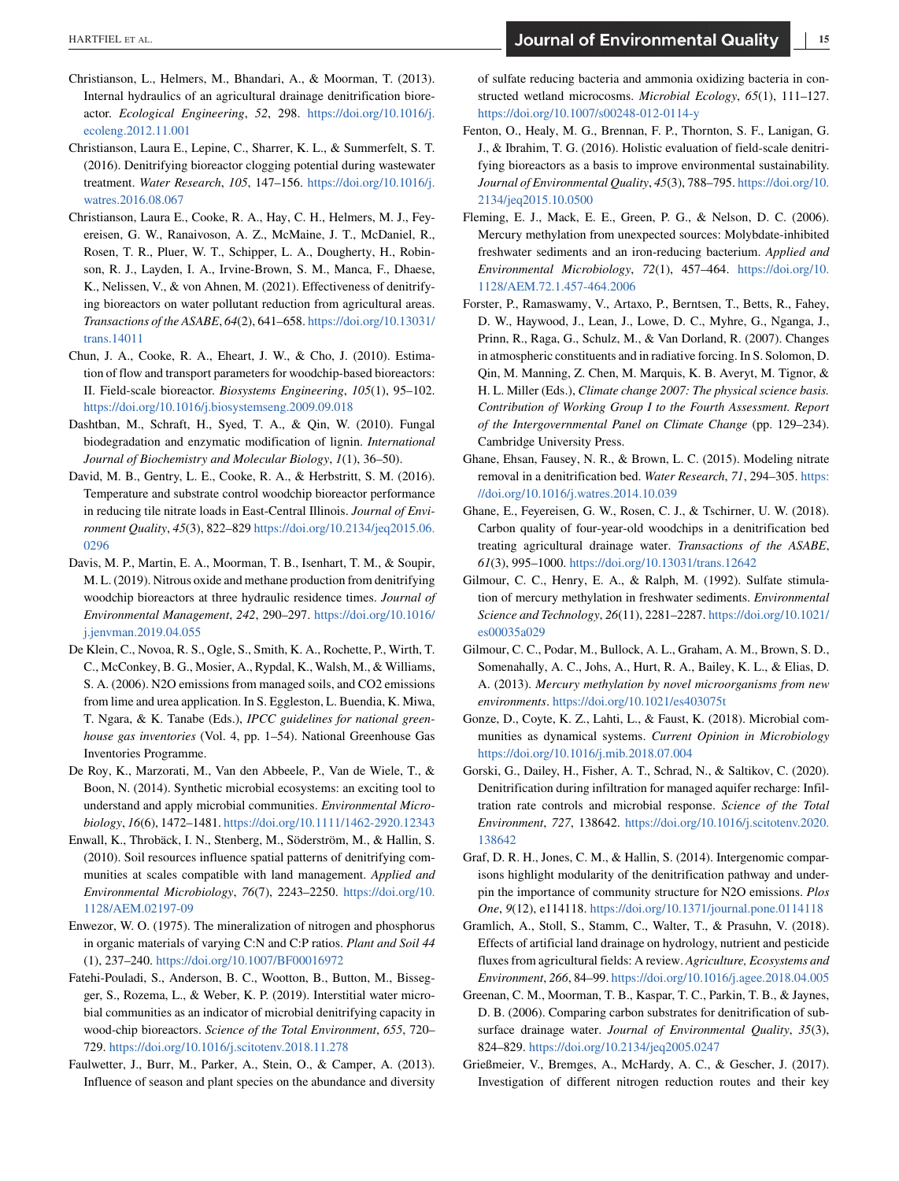Christianson, L., Helmers, M., Bhandari, A., & Moorman, T. (2013). Internal hydraulics of an agricultural drainage denitrification bioreactor. *Ecological Engineering*, *52*, 298. https://doi.org/10.1016/j.ecoleng.2012.11.001

Christianson, Laura E., Lepine, C., Sharrer, K. L., & Summerfelt, S. T. (2016). Denitrifying bioreactor clogging potential during wastewater treatment. *Water Research*, *105*, 147–156. https://doi.org/10.1016/j.watres.2016.08.067

Christianson, Laura E., Cooke, R. A., Hay, C. H., Helmers, M. J., Feyereisen, G. W., Ranaivoson, A. Z., McMaine, J. T., McDaniel, R., Rosen, T. R., Pluer, W. T., Schipper, L. A., Dougherty, H., Robinson, R. J., Layden, I. A., Irvine-Brown, S. M., Manca, F., Dhaese, K., Nelissen, V., & von Ahnen, M. (2021). Effectiveness of denitrifying bioreactors on water pollutant reduction from agricultural areas. *Transactions of the ASABE*, *64*(2), 641–658. https://doi.org/10.13031/trans.14011

Chun, J. A., Cooke, R. A., Eheart, J. W., & Cho, J. (2010). Estimation of flow and transport parameters for woodchip-based bioreactors: II. Field-scale bioreactor. *Biosystems Engineering*, *105*(1), 95–102. https://doi.org/10.1016/j.biosystemseng.2009.09.018

Dashtban, M., Schraft, H., Syed, T. A., & Qin, W. (2010). Fungal biodegradation and enzymatic modification of lignin. *International Journal of Biochemistry and Molecular Biology*, *1*(1), 36–50).

David, M. B., Gentry, L. E., Cooke, R. A., & Herbstritt, S. M. (2016). Temperature and substrate control woodchip bioreactor performance in reducing tile nitrate loads in East-Central Illinois. *Journal of Environment Quality*, *45*(3), 822–829 https://doi.org/10.2134/jeq2015.06.0296

Davis, M. P., Martin, E. A., Moorman, T. B., Isenhart, T. M., & Soupir, M. L. (2019). Nitrous oxide and methane production from denitrifying woodchip bioreactors at three hydraulic residence times. *Journal of Environmental Management*, *242*, 290–297. https://doi.org/10.1016/j.jenvman.2019.04.055

De Klein, C., Novoa, R. S., Ogle, S., Smith, K. A., Rochette, P., Wirth, T. C., McConkey, B. G., Mosier, A., Rypdal, K., Walsh, M., & Williams, S. A. (2006). N2O emissions from managed soils, and CO2 emissions from lime and urea application. In S. Eggleston, L. Buendia, K. Miwa, T. Ngara, & K. Tanabe (Eds.), *IPCC guidelines for national greenhouse gas inventories* (Vol. 4, pp. 1–54). National Greenhouse Gas Inventories Programme.

De Roy, K., Marzorati, M., Van den Abbeele, P., Van de Wiele, T., & Boon, N. (2014). Synthetic microbial ecosystems: an exciting tool to understand and apply microbial communities. *Environmental Microbiology*, *16*(6), 1472–1481. https://doi.org/10.1111/1462-2920.12343

Enwall, K., Throbäck, I. N., Stenberg, M., Söderström, M., & Hallin, S. (2010). Soil resources influence spatial patterns of denitrifying communities at scales compatible with land management. *Applied and Environmental Microbiology*, *76*(7), 2243–2250. https://doi.org/10.1128/AEM.02197-09

Enwezor, W. O. (1975). The mineralization of nitrogen and phosphorus in organic materials of varying C:N and C:P ratios. *Plant and Soil 44* (1), 237–240. https://doi.org/10.1007/BF00016972

Fatehi-Pouladi, S., Anderson, B. C., Wootton, B., Button, M., Bissegger, S., Rozema, L., & Weber, K. P. (2019). Interstitial water microbial communities as an indicator of microbial denitrifying capacity in wood-chip bioreactors. *Science of the Total Environment*, *655*, 720–729. https://doi.org/10.1016/j.scitotenv.2018.11.278

Faulwetter, J., Burr, M., Parker, A., Stein, O., & Camper, A. (2013). Influence of season and plant species on the abundance and diversity of sulfate reducing bacteria and ammonia oxidizing bacteria in constructed wetland microcosms. *Microbial Ecology*, *65*(1), 111–127. https://doi.org/10.1007/s00248-012-0114-y

Fenton, O., Healy, M. G., Brennan, F. P., Thornton, S. F., Lanigan, G. J., & Ibrahim, T. G. (2016). Holistic evaluation of field-scale denitrifying bioreactors as a basis to improve environmental sustainability. *Journal of Environmental Quality*, *45*(3), 788–795. https://doi.org/10.2134/jeq2015.10.0500

Fleming, E. J., Mack, E. E., Green, P. G., & Nelson, D. C. (2006). Mercury methylation from unexpected sources: Molybdate-inhibited freshwater sediments and an iron-reducing bacterium. *Applied and Environmental Microbiology*, *72*(1), 457–464. https://doi.org/10.1128/AEM.72.1.457-464.2006

Forster, P., Ramaswamy, V., Artaxo, P., Berntsen, T., Betts, R., Fahey, D. W., Haywood, J., Lean, J., Lowe, D. C., Myhre, G., Nganga, J., Prinn, R., Raga, G., Schulz, M., & Van Dorland, R. (2007). Changes in atmospheric constituents and in radiative forcing. In S. Solomon, D. Qin, M. Manning, Z. Chen, M. Marquis, K. B. Averyt, M. Tignor, & H. L. Miller (Eds.), *Climate change 2007: The physical science basis. Contribution of Working Group I to the Fourth Assessment. Report of the Intergovernmental Panel on Climate Change* (pp. 129–234). Cambridge University Press.

Ghane, Ehsan, Fausey, N. R., & Brown, L. C. (2015). Modeling nitrate removal in a denitrification bed. *Water Research*, *71*, 294–305. https://doi.org/10.1016/j.watres.2014.10.039

Ghane, E., Feyereisen, G. W., Rosen, C. J., & Tschirner, U. W. (2018). Carbon quality of four-year-old woodchips in a denitrification bed treating agricultural drainage water. *Transactions of the ASABE*, *61*(3), 995–1000. https://doi.org/10.13031/trans.12642

Gilmour, C. C., Henry, E. A., & Ralph, M. (1992). Sulfate stimulation of mercury methylation in freshwater sediments. *Environmental Science and Technology*, *26*(11), 2281–2287. https://doi.org/10.1021/es00035a029

Gilmour, C. C., Podar, M., Bullock, A. L., Graham, A. M., Brown, S. D., Somenahally, A. C., Johs, A., Hurt, R. A., Bailey, K. L., & Elias, D. A. (2013). *Mercury methylation by novel microorganisms from new environments*. https://doi.org/10.1021/es403075t

Gonze, D., Coyte, K. Z., Lahti, L., & Faust, K. (2018). Microbial communities as dynamical systems. *Current Opinion in Microbiology* https://doi.org/10.1016/j.mib.2018.07.004

Gorski, G., Dailey, H., Fisher, A. T., Schrad, N., & Saltikov, C. (2020). Denitrification during infiltration for managed aquifer recharge: Infiltration rate controls and microbial response. *Science of the Total Environment*, *727*, 138642. https://doi.org/10.1016/j.scitotenv.2020.138642

Graf, D. R. H., Jones, C. M., & Hallin, S. (2014). Intergenomic comparisons highlight modularity of the denitrification pathway and underpin the importance of community structure for N2O emissions. *Plos One*, *9*(12), e114118. https://doi.org/10.1371/journal.pone.0114118

Gramlich, A., Stoll, S., Stamm, C., Walter, T., & Prasuhn, V. (2018). Effects of artificial land drainage on hydrology, nutrient and pesticide fluxes from agricultural fields: A review. *Agriculture, Ecosystems and Environment*, *266*, 84–99. https://doi.org/10.1016/j.agee.2018.04.005

Greenan, C. M., Moorman, T. B., Kaspar, T. C., Parkin, T. B., & Jaynes, D. B. (2006). Comparing carbon substrates for denitrification of subsurface drainage water. *Journal of Environmental Quality*, *35*(3), 824–829. https://doi.org/10.2134/jeq2005.0247

Grießmeier, V., Bremges, A., McHardy, A. C., & Gescher, J. (2017). Investigation of different nitrogen reduction routes and their key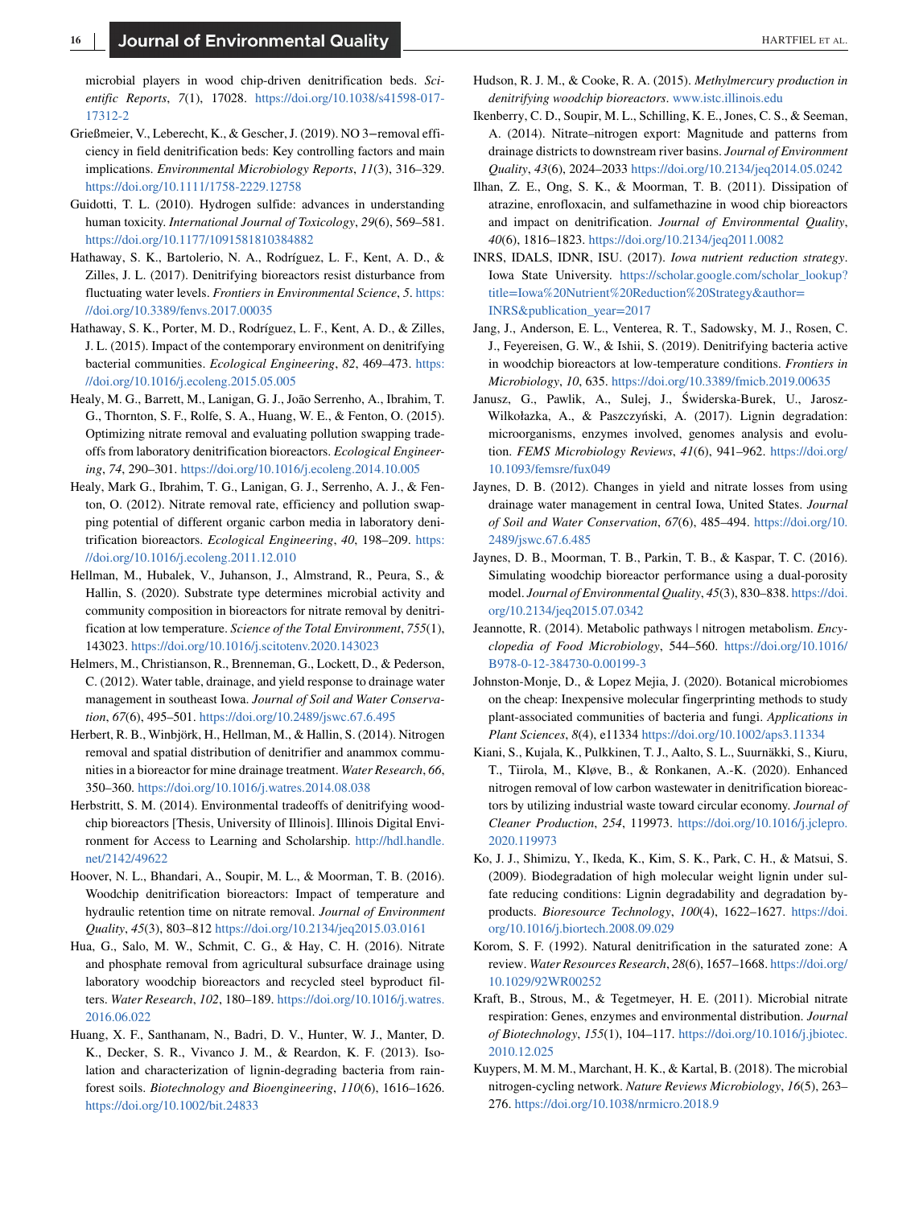microbial players in wood chip-driven denitrification beds. *Scientific Reports*, *7*(1), 17028. https://doi.org/10.1038/s41598-017-17312-2

Grießmeier, V., Leberecht, K., & Gescher, J. (2019). NO 3−removal efficiency in field denitrification beds: Key controlling factors and main implications. *Environmental Microbiology Reports*, *11*(3), 316–329. https://doi.org/10.1111/1758-2229.12758

Guidotti, T. L. (2010). Hydrogen sulfide: advances in understanding human toxicity. *International Journal of Toxicology*, *29*(6), 569–581. https://doi.org/10.1177/1091581810384882

Hathaway, S. K., Bartolerio, N. A., Rodríguez, L. F., Kent, A. D., & Zilles, J. L. (2017). Denitrifying bioreactors resist disturbance from fluctuating water levels. *Frontiers in Environmental Science*, *5*. https://doi.org/10.3389/fenvs.2017.00035

Hathaway, S. K., Porter, M. D., Rodríguez, L. F., Kent, A. D., & Zilles, J. L. (2015). Impact of the contemporary environment on denitrifying bacterial communities. *Ecological Engineering*, *82*, 469–473. https://doi.org/10.1016/j.ecoleng.2015.05.005

Healy, M. G., Barrett, M., Lanigan, G. J., João Serrenho, A., Ibrahim, T. G., Thornton, S. F., Rolfe, S. A., Huang, W. E., & Fenton, O. (2015). Optimizing nitrate removal and evaluating pollution swapping tradeoffs from laboratory denitrification bioreactors. *Ecological Engineering*, *74*, 290–301. https://doi.org/10.1016/j.ecoleng.2014.10.005

Healy, Mark G., Ibrahim, T. G., Lanigan, G. J., Serrenho, A. J., & Fenton, O. (2012). Nitrate removal rate, efficiency and pollution swapping potential of different organic carbon media in laboratory denitrification bioreactors. *Ecological Engineering*, *40*, 198–209. https://doi.org/10.1016/j.ecoleng.2011.12.010

Hellman, M., Hubalek, V., Juhanson, J., Almstrand, R., Peura, S., & Hallin, S. (2020). Substrate type determines microbial activity and community composition in bioreactors for nitrate removal by denitrification at low temperature. *Science of the Total Environment*, *755*(1), 143023. https://doi.org/10.1016/j.scitotenv.2020.143023

Helmers, M., Christianson, R., Brenneman, G., Lockett, D., & Pederson, C. (2012). Water table, drainage, and yield response to drainage water management in southeast Iowa. *Journal of Soil and Water Conservation*, *67*(6), 495–501. https://doi.org/10.2489/jswc.67.6.495

Herbert, R. B., Winbjörk, H., Hellman, M., & Hallin, S. (2014). Nitrogen removal and spatial distribution of denitrifier and anammox communities in a bioreactor for mine drainage treatment. *Water Research*, *66*, 350–360. https://doi.org/10.1016/j.watres.2014.08.038

Herbstritt, S. M. (2014). Environmental tradeoffs of denitrifying woodchip bioreactors [Thesis, University of Illinois]. Illinois Digital Environment for Access to Learning and Scholarship. http://hdl.handle.net/2142/49622

Hoover, N. L., Bhandari, A., Soupir, M. L., & Moorman, T. B. (2016). Woodchip denitrification bioreactors: Impact of temperature and hydraulic retention time on nitrate removal. *Journal of Environment Quality*, *45*(3), 803–812 https://doi.org/10.2134/jeq2015.03.0161

Hua, G., Salo, M. W., Schmit, C. G., & Hay, C. H. (2016). Nitrate and phosphate removal from agricultural subsurface drainage using laboratory woodchip bioreactors and recycled steel byproduct filters. *Water Research*, *102*, 180–189. https://doi.org/10.1016/j.watres.2016.06.022

Huang, X. F., Santhanam, N., Badri, D. V., Hunter, W. J., Manter, D. K., Decker, S. R., Vivanco J. M., & Reardon, K. F. (2013). Isolation and characterization of lignin-degrading bacteria from rainforest soils. *Biotechnology and Bioengineering*, *110*(6), 1616–1626. https://doi.org/10.1002/bit.24833

Hudson, R. J. M., & Cooke, R. A. (2015). *Methylmercury production in denitrifying woodchip bioreactors*. www.istc.illinois.edu

Ikenberry, C. D., Soupir, M. L., Schilling, K. E., Jones, C. S., & Seeman, A. (2014). Nitrate–nitrogen export: Magnitude and patterns from drainage districts to downstream river basins. *Journal of Environment Quality*, *43*(6), 2024–2033 https://doi.org/10.2134/jeq2014.05.0242

Ilhan, Z. E., Ong, S. K., & Moorman, T. B. (2011). Dissipation of atrazine, enrofloxacin, and sulfamethazine in wood chip bioreactors and impact on denitrification. *Journal of Environmental Quality*, *40*(6), 1816–1823. https://doi.org/10.2134/jeq2011.0082

INRS, IDALS, IDNR, ISU. (2017). *Iowa nutrient reduction strategy*. Iowa State University. https://scholar.google.com/scholar_lookup?title=Iowa%20Nutrient%20Reduction%20Strategy&author=INRS&publication_year=2017

Jang, J., Anderson, E. L., Venterea, R. T., Sadowsky, M. J., Rosen, C. J., Feyereisen, G. W., & Ishii, S. (2019). Denitrifying bacteria active in woodchip bioreactors at low-temperature conditions. *Frontiers in Microbiology*, *10*, 635. https://doi.org/10.3389/fmicb.2019.00635

Janusz, G., Pawlik, A., Sulej, J., Świderska-Burek, U., Jarosz-Wilkołazka, A., & Paszczyński, A. (2017). Lignin degradation: microorganisms, enzymes involved, genomes analysis and evolution. *FEMS Microbiology Reviews*, *41*(6), 941–962. https://doi.org/10.1093/femsre/fux049

Jaynes, D. B. (2012). Changes in yield and nitrate losses from using drainage water management in central Iowa, United States. *Journal of Soil and Water Conservation*, *67*(6), 485–494. https://doi.org/10.2489/jswc.67.6.485

Jaynes, D. B., Moorman, T. B., Parkin, T. B., & Kaspar, T. C. (2016). Simulating woodchip bioreactor performance using a dual-porosity model. *Journal of Environmental Quality*, *45*(3), 830–838. https://doi.org/10.2134/jeq2015.07.0342

Jeannotte, R. (2014). Metabolic pathways | nitrogen metabolism. *Encyclopedia of Food Microbiology*, 544–560. https://doi.org/10.1016/B978-0-12-384730-0.00199-3

Johnston-Monje, D., & Lopez Mejia, J. (2020). Botanical microbiomes on the cheap: Inexpensive molecular fingerprinting methods to study plant-associated communities of bacteria and fungi. *Applications in Plant Sciences*, *8*(4), e11334 https://doi.org/10.1002/aps3.11334

Kiani, S., Kujala, K., Pulkkinen, T. J., Aalto, S. L., Suurnäkki, S., Kiuru, T., Tiirola, M., Kløve, B., & Ronkanen, A.-K. (2020). Enhanced nitrogen removal of low carbon wastewater in denitrification bioreactors by utilizing industrial waste toward circular economy. *Journal of Cleaner Production*, *254*, 119973. https://doi.org/10.1016/j.jclepro.2020.119973

Ko, J. J., Shimizu, Y., Ikeda, K., Kim, S. K., Park, C. H., & Matsui, S. (2009). Biodegradation of high molecular weight lignin under sulfate reducing conditions: Lignin degradability and degradation by-products. *Bioresource Technology*, *100*(4), 1622–1627. https://doi.org/10.1016/j.biortech.2008.09.029

Korom, S. F. (1992). Natural denitrification in the saturated zone: A review. *Water Resources Research*, *28*(6), 1657–1668. https://doi.org/10.1029/92WR00252

Kraft, B., Strous, M., & Tegetmeyer, H. E. (2011). Microbial nitrate respiration: Genes, enzymes and environmental distribution. *Journal of Biotechnology*, *155*(1), 104–117. https://doi.org/10.1016/j.jbiotec.2010.12.025

Kuypers, M. M. M., Marchant, H. K., & Kartal, B. (2018). The microbial nitrogen-cycling network. *Nature Reviews Microbiology*, *16*(5), 263–276. https://doi.org/10.1038/nrmicro.2018.9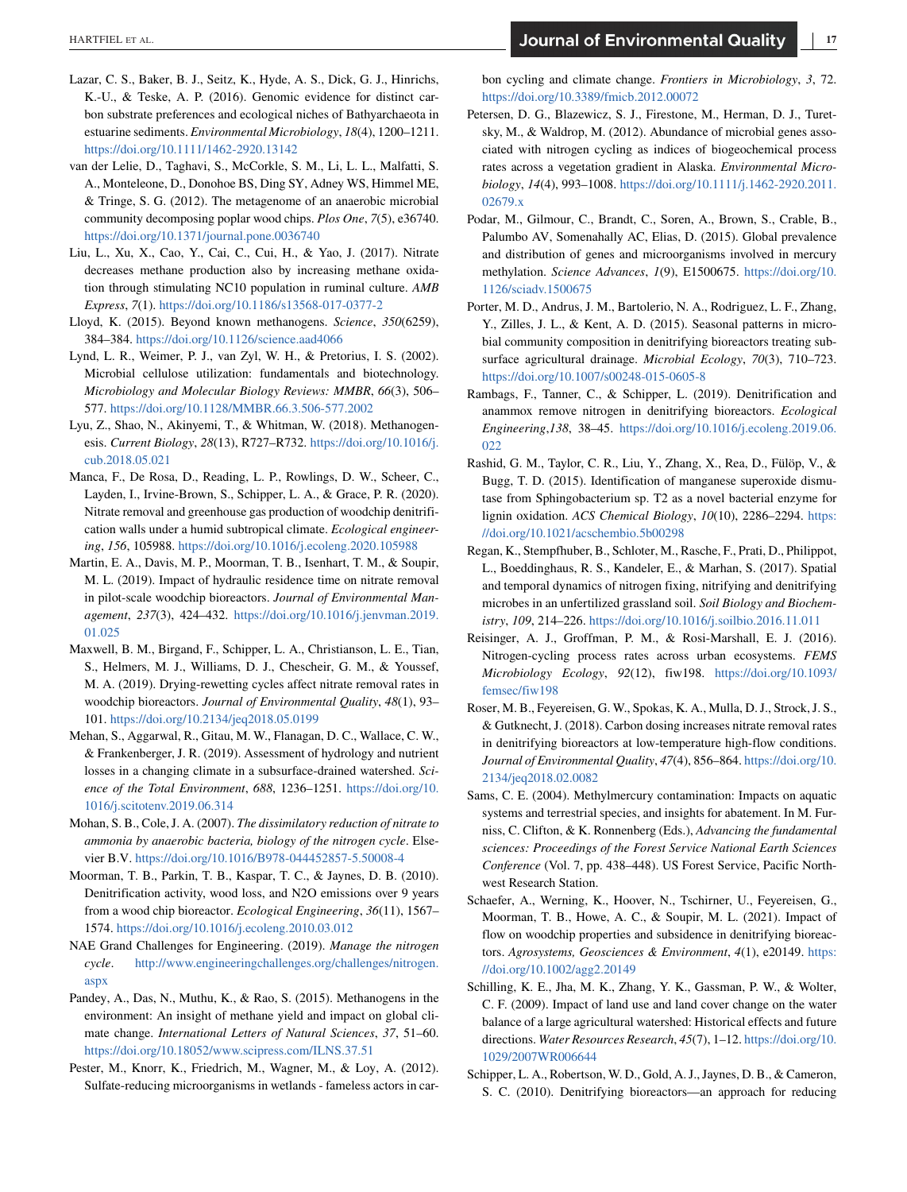Lazar, C. S., Baker, B. J., Seitz, K., Hyde, A. S., Dick, G. J., Hinrichs, K.-U., & Teske, A. P. (2016). Genomic evidence for distinct carbon substrate preferences and ecological niches of Bathyarchaeota in estuarine sediments. *Environmental Microbiology*, *18*(4), 1200–1211. https://doi.org/10.1111/1462-2920.13142

van der Lelie, D., Taghavi, S., McCorkle, S. M., Li, L. L., Malfatti, S. A., Monteleone, D., Donohoe BS, Ding SY, Adney WS, Himmel ME, & Tringe, S. G. (2012). The metagenome of an anaerobic microbial community decomposing poplar wood chips. *Plos One*, *7*(5), e36740. https://doi.org/10.1371/journal.pone.0036740

Liu, L., Xu, X., Cao, Y., Cai, C., Cui, H., & Yao, J. (2017). Nitrate decreases methane production also by increasing methane oxidation through stimulating NC10 population in ruminal culture. *AMB Express*, *7*(1). https://doi.org/10.1186/s13568-017-0377-2

Lloyd, K. (2015). Beyond known methanogens. *Science*, *350*(6259), 384–384. https://doi.org/10.1126/science.aad4066

Lynd, L. R., Weimer, P. J., van Zyl, W. H., & Pretorius, I. S. (2002). Microbial cellulose utilization: fundamentals and biotechnology. *Microbiology and Molecular Biology Reviews: MMBR*, *66*(3), 506–577. https://doi.org/10.1128/MMBR.66.3.506-577.2002

Lyu, Z., Shao, N., Akinyemi, T., & Whitman, W. (2018). Methanogenesis. *Current Biology*, *28*(13), R727–R732. https://doi.org/10.1016/j.cub.2018.05.021

Manca, F., De Rosa, D., Reading, L. P., Rowlings, D. W., Scheer, C., Layden, I., Irvine-Brown, S., Schipper, L. A., & Grace, P. R. (2020). Nitrate removal and greenhouse gas production of woodchip denitrification walls under a humid subtropical climate. *Ecological engineering*, *156*, 105988. https://doi.org/10.1016/j.ecoleng.2020.105988

Martin, E. A., Davis, M. P., Moorman, T. B., Isenhart, T. M., & Soupir, M. L. (2019). Impact of hydraulic residence time on nitrate removal in pilot-scale woodchip bioreactors. *Journal of Environmental Management*, *237*(3), 424–432. https://doi.org/10.1016/j.jenvman.2019.01.025

Maxwell, B. M., Birgand, F., Schipper, L. A., Christianson, L. E., Tian, S., Helmers, M. J., Williams, D. J., Chescheir, G. M., & Youssef, M. A. (2019). Drying-rewetting cycles affect nitrate removal rates in woodchip bioreactors. *Journal of Environmental Quality*, *48*(1), 93–101. https://doi.org/10.2134/jeq2018.05.0199

Mehan, S., Aggarwal, R., Gitau, M. W., Flanagan, D. C., Wallace, C. W., & Frankenberger, J. R. (2019). Assessment of hydrology and nutrient losses in a changing climate in a subsurface-drained watershed. *Science of the Total Environment*, *688*, 1236–1251. https://doi.org/10.1016/j.scitotenv.2019.06.314

Mohan, S. B., Cole, J. A. (2007). *The dissimilatory reduction of nitrate to ammonia by anaerobic bacteria, biology of the nitrogen cycle*. Elsevier B.V. https://doi.org/10.1016/B978-044452857-5.50008-4

Moorman, T. B., Parkin, T. B., Kaspar, T. C., & Jaynes, D. B. (2010). Denitrification activity, wood loss, and N2O emissions over 9 years from a wood chip bioreactor. *Ecological Engineering*, *36*(11), 1567–1574. https://doi.org/10.1016/j.ecoleng.2010.03.012

NAE Grand Challenges for Engineering. (2019). *Manage the nitrogen cycle*. http://www.engineeringchallenges.org/challenges/nitrogen.aspx

Pandey, A., Das, N., Muthu, K., & Rao, S. (2015). Methanogens in the environment: An insight of methane yield and impact on global climate change. *International Letters of Natural Sciences*, *37*, 51–60. https://doi.org/10.18052/www.scipress.com/ILNS.37.51

Pester, M., Knorr, K., Friedrich, M., Wagner, M., & Loy, A. (2012). Sulfate-reducing microorganisms in wetlands - fameless actors in carbon cycling and climate change. *Frontiers in Microbiology*, *3*, 72. https://doi.org/10.3389/fmicb.2012.00072

Petersen, D. G., Blazewicz, S. J., Firestone, M., Herman, D. J., Turetsky, M., & Waldrop, M. (2012). Abundance of microbial genes associated with nitrogen cycling as indices of biogeochemical process rates across a vegetation gradient in Alaska. *Environmental Microbiology*, *14*(4), 993–1008. https://doi.org/10.1111/j.1462-2920.2011.02679.x

Podar, M., Gilmour, C., Brandt, C., Soren, A., Brown, S., Crable, B., Palumbo AV, Somenahally AC, Elias, D. (2015). Global prevalence and distribution of genes and microorganisms involved in mercury methylation. *Science Advances*, *1*(9), E1500675. https://doi.org/10.1126/sciadv.1500675

Porter, M. D., Andrus, J. M., Bartolerio, N. A., Rodriguez, L. F., Zhang, Y., Zilles, J. L., & Kent, A. D. (2015). Seasonal patterns in microbial community composition in denitrifying bioreactors treating subsurface agricultural drainage. *Microbial Ecology*, *70*(3), 710–723. https://doi.org/10.1007/s00248-015-0605-8

Rambags, F., Tanner, C., & Schipper, L. (2019). Denitrification and anammox remove nitrogen in denitrifying bioreactors. *Ecological Engineering*,*138*, 38–45. https://doi.org/10.1016/j.ecoleng.2019.06.022

Rashid, G. M., Taylor, C. R., Liu, Y., Zhang, X., Rea, D., Fülöp, V., & Bugg, T. D. (2015). Identification of manganese superoxide dismutase from Sphingobacterium sp. T2 as a novel bacterial enzyme for lignin oxidation. *ACS Chemical Biology*, *10*(10), 2286–2294. https://doi.org/10.1021/acschembio.5b00298

Regan, K., Stempfhuber, B., Schloter, M., Rasche, F., Prati, D., Philippot, L., Boeddinghaus, R. S., Kandeler, E., & Marhan, S. (2017). Spatial and temporal dynamics of nitrogen fixing, nitrifying and denitrifying microbes in an unfertilized grassland soil. *Soil Biology and Biochemistry*, *109*, 214–226. https://doi.org/10.1016/j.soilbio.2016.11.011

Reisinger, A. J., Groffman, P. M., & Rosi-Marshall, E. J. (2016). Nitrogen-cycling process rates across urban ecosystems. *FEMS Microbiology Ecology*, *92*(12), fiw198. https://doi.org/10.1093/femsec/fiw198

Roser, M. B., Feyereisen, G. W., Spokas, K. A., Mulla, D. J., Strock, J. S., & Gutknecht, J. (2018). Carbon dosing increases nitrate removal rates in denitrifying bioreactors at low-temperature high-flow conditions. *Journal of Environmental Quality*, *47*(4), 856–864. https://doi.org/10.2134/jeq2018.02.0082

Sams, C. E. (2004). Methylmercury contamination: Impacts on aquatic systems and terrestrial species, and insights for abatement. In M. Furniss, C. Clifton, & K. Ronnenberg (Eds.), *Advancing the fundamental sciences: Proceedings of the Forest Service National Earth Sciences Conference* (Vol. 7, pp. 438–448). US Forest Service, Pacific Northwest Research Station.

Schaefer, A., Werning, K., Hoover, N., Tschirner, U., Feyereisen, G., Moorman, T. B., Howe, A. C., & Soupir, M. L. (2021). Impact of flow on woodchip properties and subsidence in denitrifying bioreactors. *Agrosystems, Geosciences & Environment*, *4*(1), e20149. https://doi.org/10.1002/agg2.20149

Schilling, K. E., Jha, M. K., Zhang, Y. K., Gassman, P. W., & Wolter, C. F. (2009). Impact of land use and land cover change on the water balance of a large agricultural watershed: Historical effects and future directions. *Water Resources Research*, *45*(7), 1–12. https://doi.org/10.1029/2007WR006644

Schipper, L. A., Robertson, W. D., Gold, A. J., Jaynes, D. B., & Cameron, S. C. (2010). Denitrifying bioreactors—an approach for reducing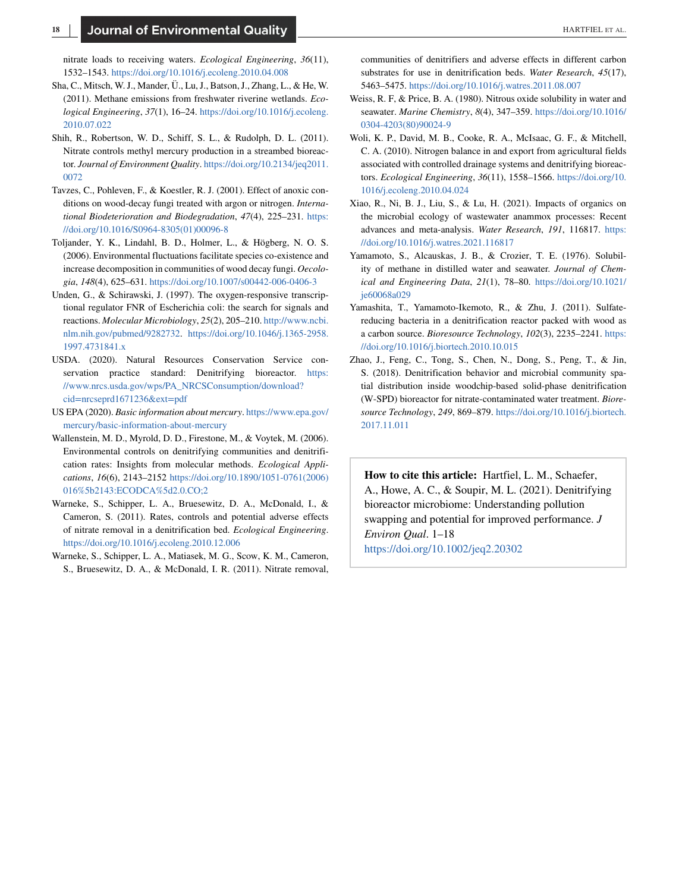nitrate loads to receiving waters. *Ecological Engineering*, *36*(11), 1532–1543. https://doi.org/10.1016/j.ecoleng.2010.04.008

Sha, C., Mitsch, W. J., Mander, Ü., Lu, J., Batson, J., Zhang, L., & He, W. (2011). Methane emissions from freshwater riverine wetlands. *Ecological Engineering*, *37*(1), 16–24. https://doi.org/10.1016/j.ecoleng.2010.07.022

Shih, R., Robertson, W. D., Schiff, S. L., & Rudolph, D. L. (2011). Nitrate controls methyl mercury production in a streambed bioreactor. *Journal of Environment Quality*. https://doi.org/10.2134/jeq2011.0072

Tavzes, C., Pohleven, F., & Koestler, R. J. (2001). Effect of anoxic conditions on wood-decay fungi treated with argon or nitrogen. *International Biodeterioration and Biodegradation*, *47*(4), 225–231. https://doi.org/10.1016/S0964-8305(01)00096-8

Toljander, Y. K., Lindahl, B. D., Holmer, L., & Högberg, N. O. S. (2006). Environmental fluctuations facilitate species co-existence and increase decomposition in communities of wood decay fungi. *Oecologia*, *148*(4), 625–631. https://doi.org/10.1007/s00442-006-0406-3

Unden, G., & Schirawski, J. (1997). The oxygen-responsive transcriptional regulator FNR of Escherichia coli: the search for signals and reactions. *Molecular Microbiology*, *25*(2), 205–210. http://www.ncbi.nlm.nih.gov/pubmed/9282732. https://doi.org/10.1046/j.1365-2958.1997.4731841.x

USDA. (2020). Natural Resources Conservation Service conservation practice standard: Denitrifying bioreactor. https://www.nrcs.usda.gov/wps/PA_NRCSConsumption/download?cid=nrcseprd1671236&ext=pdf

US EPA (2020). *Basic information about mercury*. https://www.epa.gov/mercury/basic-information-about-mercury

Wallenstein, M. D., Myrold, D. D., Firestone, M., & Voytek, M. (2006). Environmental controls on denitrifying communities and denitrification rates: Insights from molecular methods. *Ecological Applications*, *16*(6), 2143–2152 https://doi.org/10.1890/1051-0761(2006)016%5b2143:ECODCA%5d2.0.CO;2

Warneke, S., Schipper, L. A., Bruesewitz, D. A., McDonald, I., & Cameron, S. (2011). Rates, controls and potential adverse effects of nitrate removal in a denitrification bed. *Ecological Engineering*. https://doi.org/10.1016/j.ecoleng.2010.12.006

Warneke, S., Schipper, L. A., Matiasek, M. G., Scow, K. M., Cameron, S., Bruesewitz, D. A., & McDonald, I. R. (2011). Nitrate removal, communities of denitrifiers and adverse effects in different carbon substrates for use in denitrification beds. *Water Research*, *45*(17), 5463–5475. https://doi.org/10.1016/j.watres.2011.08.007

Weiss, R. F., & Price, B. A. (1980). Nitrous oxide solubility in water and seawater. *Marine Chemistry*, *8*(4), 347–359. https://doi.org/10.1016/0304-4203(80)90024-9

Woli, K. P., David, M. B., Cooke, R. A., McIsaac, G. F., & Mitchell, C. A. (2010). Nitrogen balance in and export from agricultural fields associated with controlled drainage systems and denitrifying bioreactors. *Ecological Engineering*, *36*(11), 1558–1566. https://doi.org/10.1016/j.ecoleng.2010.04.024

Xiao, R., Ni, B. J., Liu, S., & Lu, H. (2021). Impacts of organics on the microbial ecology of wastewater anammox processes: Recent advances and meta-analysis. *Water Research*, *191*, 116817. https://doi.org/10.1016/j.watres.2021.116817

Yamamoto, S., Alcauskas, J. B., & Crozier, T. E. (1976). Solubility of methane in distilled water and seawater. *Journal of Chemical and Engineering Data*, *21*(1), 78–80. https://doi.org/10.1021/je60068a029

Yamashita, T., Yamamoto-Ikemoto, R., & Zhu, J. (2011). Sulfate-reducing bacteria in a denitrification reactor packed with wood as a carbon source. *Bioresource Technology*, *102*(3), 2235–2241. https://doi.org/10.1016/j.biortech.2010.10.015

Zhao, J., Feng, C., Tong, S., Chen, N., Dong, S., Peng, T., & Jin, S. (2018). Denitrification behavior and microbial community spatial distribution inside woodchip-based solid-phase denitrification (W-SPD) bioreactor for nitrate-contaminated water treatment. *Bioresource Technology*, *249*, 869–879. https://doi.org/10.1016/j.biortech.2017.11.011

**How to cite this article:** Hartfiel, L. M., Schaefer, A., Howe, A. C., & Soupir, M. L. (2021). Denitrifying bioreactor microbiome: Understanding pollution swapping and potential for improved performance. *J Environ Qual*. 1–18 https://doi.org/10.1002/jeq2.20302